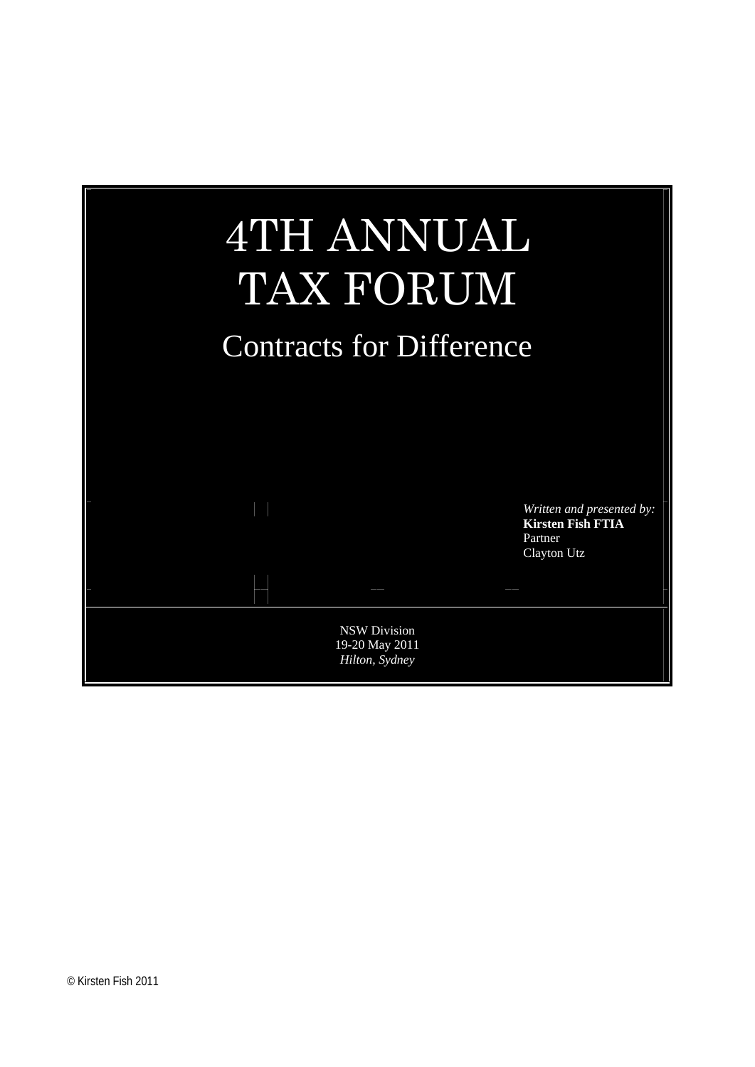# 4TH ANNUAL TAX FORUM

## Contracts for Difference

*Written and presented by:*
**Kirsten Fish FTIA**
Partner
Clayton Utz

NSW Division
19-20 May 2011
*Hilton, Sydney*

© Kirsten Fish 2011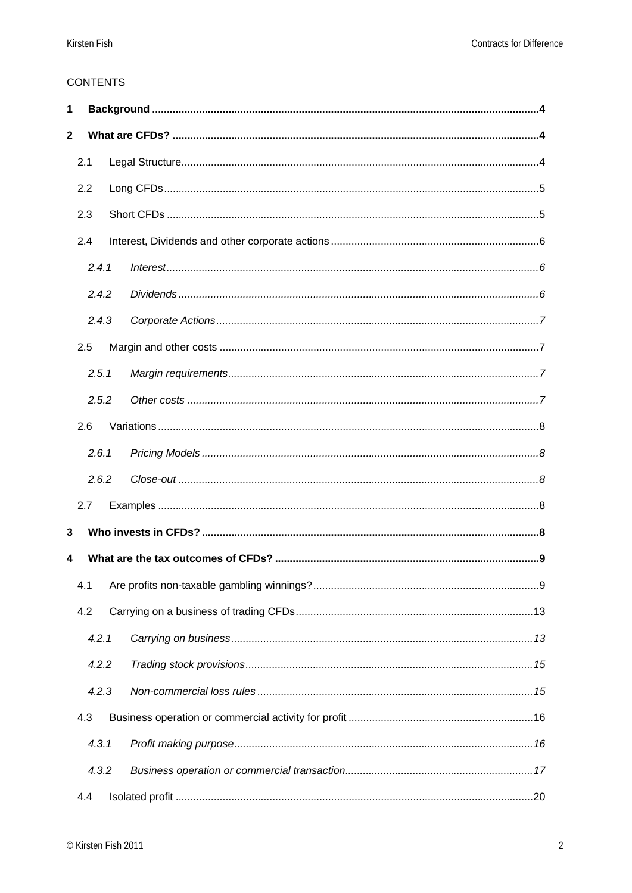CONTENTS

**1 Background .......... 4**

**2 What are CFDs? .......... 4**

2.1 Legal Structure .......... 4

2.2 Long CFDs .......... 5

2.3 Short CFDs .......... 5

2.4 Interest, Dividends and other corporate actions .......... 6

*2.4.1 Interest .......... 6*

*2.4.2 Dividends .......... 6*

*2.4.3 Corporate Actions .......... 7*

2.5 Margin and other costs .......... 7

*2.5.1 Margin requirements .......... 7*

*2.5.2 Other costs .......... 7*

2.6 Variations .......... 8

*2.6.1 Pricing Models .......... 8*

*2.6.2 Close-out .......... 8*

2.7 Examples .......... 8

**3 Who invests in CFDs? .......... 8**

**4 What are the tax outcomes of CFDs? .......... 9**

4.1 Are profits non-taxable gambling winnings? .......... 9

4.2 Carrying on a business of trading CFDs .......... 13

*4.2.1 Carrying on business .......... 13*

*4.2.2 Trading stock provisions .......... 15*

*4.2.3 Non-commercial loss rules .......... 15*

4.3 Business operation or commercial activity for profit .......... 16

*4.3.1 Profit making purpose .......... 16*

*4.3.2 Business operation or commercial transaction .......... 17*

4.4 Isolated profit .......... 20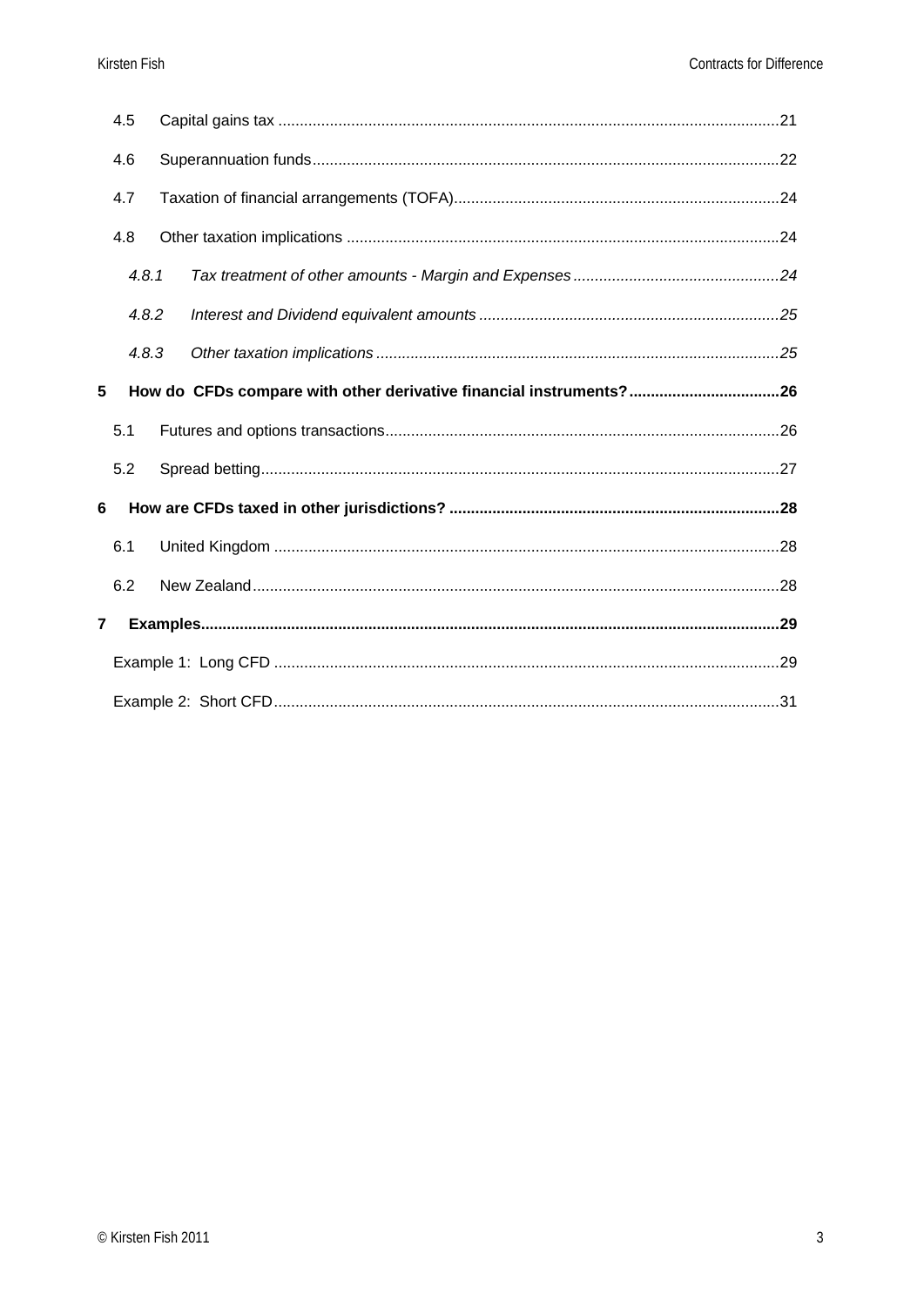| | | |
|---|---|---|
| 4.5 | Capital gains tax | 21 |
| 4.6 | Superannuation funds | 22 |
| 4.7 | Taxation of financial arrangements (TOFA) | 24 |
| 4.8 | Other taxation implications | 24 |
| *4.8.1* | *Tax treatment of other amounts - Margin and Expenses* | *24* |
| *4.8.2* | *Interest and Dividend equivalent amounts* | *25* |
| *4.8.3* | *Other taxation implications* | *25* |
| **5** | **How do CFDs compare with other derivative financial instruments?** | **26** |
| 5.1 | Futures and options transactions | 26 |
| 5.2 | Spread betting | 27 |
| **6** | **How are CFDs taxed in other jurisdictions?** | **28** |
| 6.1 | United Kingdom | 28 |
| 6.2 | New Zealand | 28 |
| **7** | **Examples** | **29** |
| | Example 1: Long CFD | 29 |
| | Example 2: Short CFD | 31 |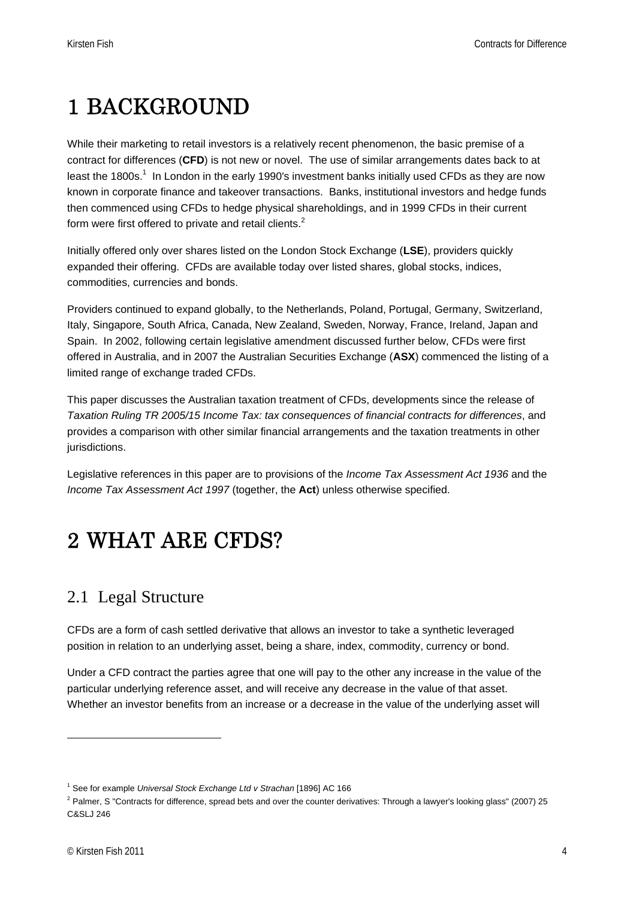# 1 BACKGROUND

While their marketing to retail investors is a relatively recent phenomenon, the basic premise of a contract for differences (**CFD**) is not new or novel. The use of similar arrangements dates back to at least the 1800s.[1] In London in the early 1990's investment banks initially used CFDs as they are now known in corporate finance and takeover transactions. Banks, institutional investors and hedge funds then commenced using CFDs to hedge physical shareholdings, and in 1999 CFDs in their current form were first offered to private and retail clients.[2]

Initially offered only over shares listed on the London Stock Exchange (**LSE**), providers quickly expanded their offering. CFDs are available today over listed shares, global stocks, indices, commodities, currencies and bonds.

Providers continued to expand globally, to the Netherlands, Poland, Portugal, Germany, Switzerland, Italy, Singapore, South Africa, Canada, New Zealand, Sweden, Norway, France, Ireland, Japan and Spain. In 2002, following certain legislative amendment discussed further below, CFDs were first offered in Australia, and in 2007 the Australian Securities Exchange (**ASX**) commenced the listing of a limited range of exchange traded CFDs.

This paper discusses the Australian taxation treatment of CFDs, developments since the release of *Taxation Ruling TR 2005/15 Income Tax: tax consequences of financial contracts for differences*, and provides a comparison with other similar financial arrangements and the taxation treatments in other jurisdictions.

Legislative references in this paper are to provisions of the *Income Tax Assessment Act 1936* and the *Income Tax Assessment Act 1997* (together, the **Act**) unless otherwise specified.

# 2 WHAT ARE CFDS?

## 2.1 Legal Structure

CFDs are a form of cash settled derivative that allows an investor to take a synthetic leveraged position in relation to an underlying asset, being a share, index, commodity, currency or bond.

Under a CFD contract the parties agree that one will pay to the other any increase in the value of the particular underlying reference asset, and will receive any decrease in the value of that asset. Whether an investor benefits from an increase or a decrease in the value of the underlying asset will

---

[1] See for example *Universal Stock Exchange Ltd v Strachan* [1896] AC 166

[2] Palmer, S "Contracts for difference, spread bets and over the counter derivatives: Through a lawyer's looking glass" (2007) 25 C&SLJ 246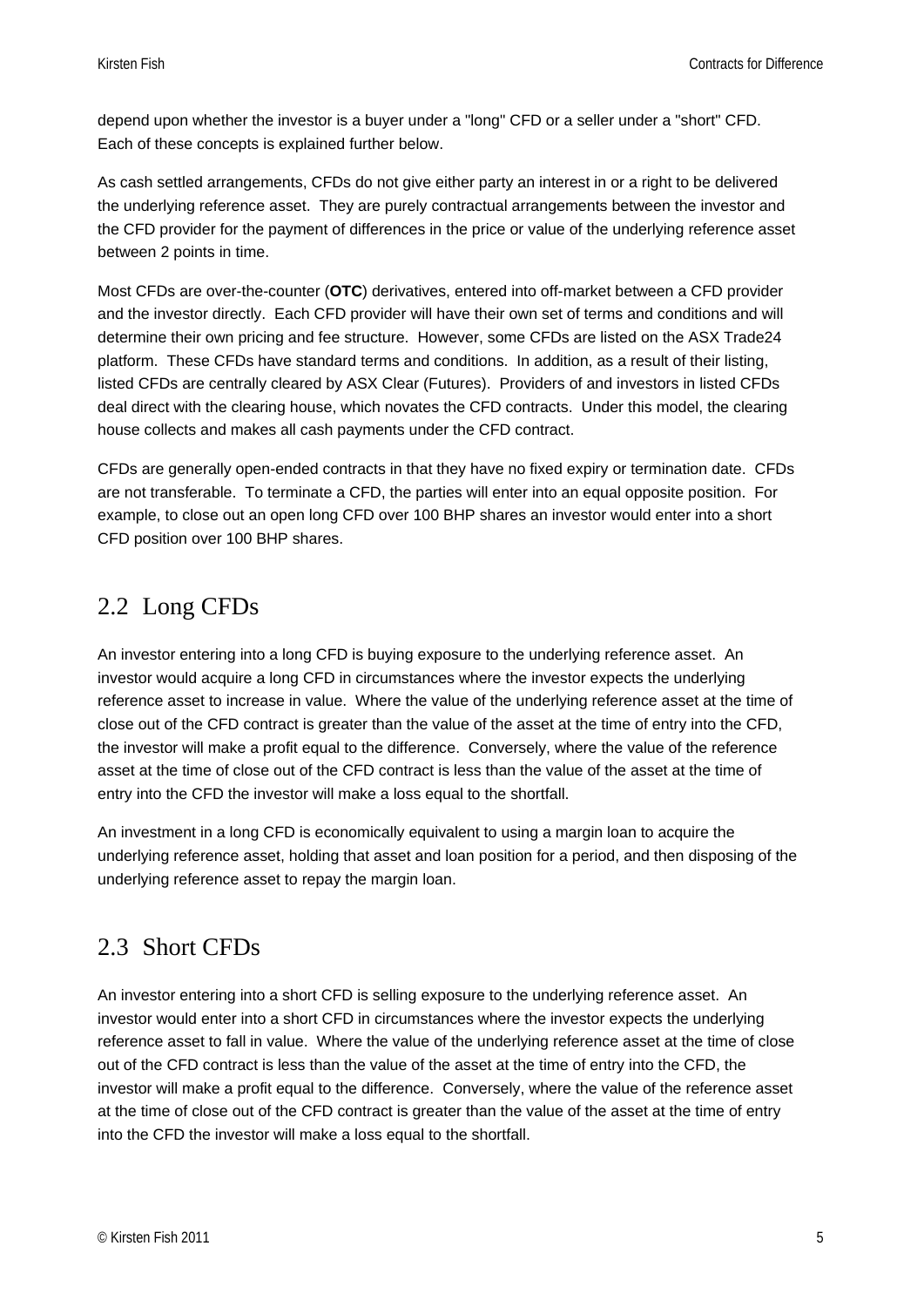depend upon whether the investor is a buyer under a "long" CFD or a seller under a "short" CFD. Each of these concepts is explained further below.

As cash settled arrangements, CFDs do not give either party an interest in or a right to be delivered the underlying reference asset. They are purely contractual arrangements between the investor and the CFD provider for the payment of differences in the price or value of the underlying reference asset between 2 points in time.

Most CFDs are over-the-counter (**OTC**) derivatives, entered into off-market between a CFD provider and the investor directly. Each CFD provider will have their own set of terms and conditions and will determine their own pricing and fee structure. However, some CFDs are listed on the ASX Trade24 platform. These CFDs have standard terms and conditions. In addition, as a result of their listing, listed CFDs are centrally cleared by ASX Clear (Futures). Providers of and investors in listed CFDs deal direct with the clearing house, which novates the CFD contracts. Under this model, the clearing house collects and makes all cash payments under the CFD contract.

CFDs are generally open-ended contracts in that they have no fixed expiry or termination date. CFDs are not transferable. To terminate a CFD, the parties will enter into an equal opposite position. For example, to close out an open long CFD over 100 BHP shares an investor would enter into a short CFD position over 100 BHP shares.

## 2.2 Long CFDs

An investor entering into a long CFD is buying exposure to the underlying reference asset. An investor would acquire a long CFD in circumstances where the investor expects the underlying reference asset to increase in value. Where the value of the underlying reference asset at the time of close out of the CFD contract is greater than the value of the asset at the time of entry into the CFD, the investor will make a profit equal to the difference. Conversely, where the value of the reference asset at the time of close out of the CFD contract is less than the value of the asset at the time of entry into the CFD the investor will make a loss equal to the shortfall.

An investment in a long CFD is economically equivalent to using a margin loan to acquire the underlying reference asset, holding that asset and loan position for a period, and then disposing of the underlying reference asset to repay the margin loan.

## 2.3 Short CFDs

An investor entering into a short CFD is selling exposure to the underlying reference asset. An investor would enter into a short CFD in circumstances where the investor expects the underlying reference asset to fall in value. Where the value of the underlying reference asset at the time of close out of the CFD contract is less than the value of the asset at the time of entry into the CFD, the investor will make a profit equal to the difference. Conversely, where the value of the reference asset at the time of close out of the CFD contract is greater than the value of the asset at the time of entry into the CFD the investor will make a loss equal to the shortfall.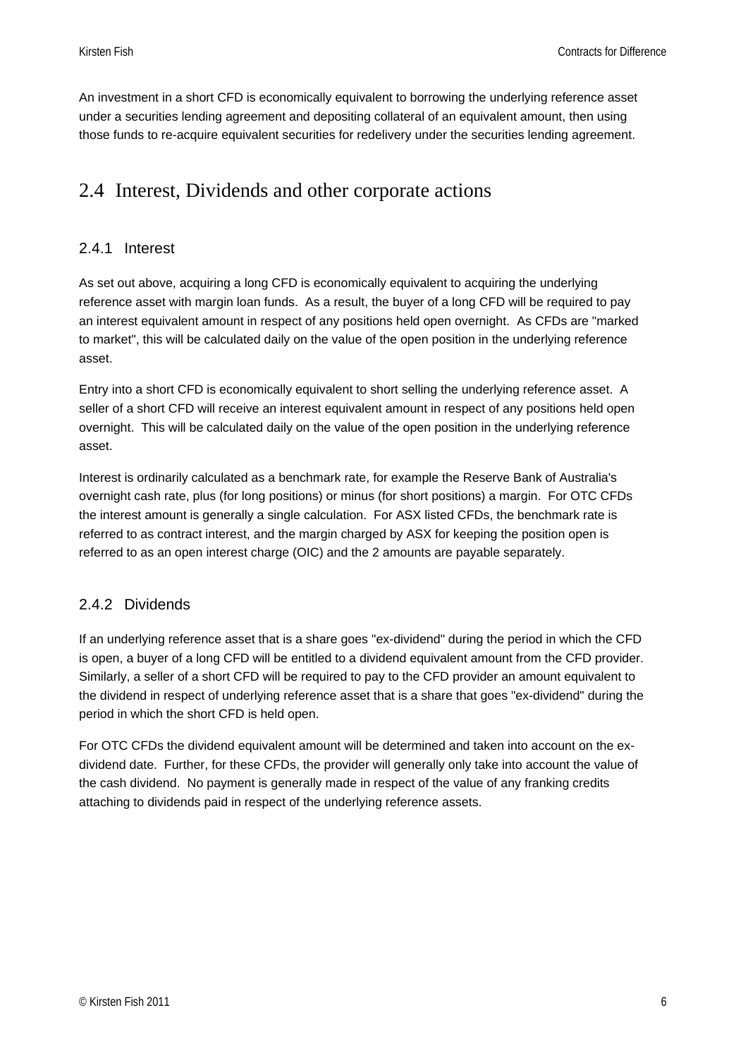An investment in a short CFD is economically equivalent to borrowing the underlying reference asset under a securities lending agreement and depositing collateral of an equivalent amount, then using those funds to re-acquire equivalent securities for redelivery under the securities lending agreement.

## 2.4 Interest, Dividends and other corporate actions

### 2.4.1 Interest

As set out above, acquiring a long CFD is economically equivalent to acquiring the underlying reference asset with margin loan funds. As a result, the buyer of a long CFD will be required to pay an interest equivalent amount in respect of any positions held open overnight. As CFDs are "marked to market", this will be calculated daily on the value of the open position in the underlying reference asset.

Entry into a short CFD is economically equivalent to short selling the underlying reference asset. A seller of a short CFD will receive an interest equivalent amount in respect of any positions held open overnight. This will be calculated daily on the value of the open position in the underlying reference asset.

Interest is ordinarily calculated as a benchmark rate, for example the Reserve Bank of Australia's overnight cash rate, plus (for long positions) or minus (for short positions) a margin. For OTC CFDs the interest amount is generally a single calculation. For ASX listed CFDs, the benchmark rate is referred to as contract interest, and the margin charged by ASX for keeping the position open is referred to as an open interest charge (OIC) and the 2 amounts are payable separately.

### 2.4.2 Dividends

If an underlying reference asset that is a share goes "ex-dividend" during the period in which the CFD is open, a buyer of a long CFD will be entitled to a dividend equivalent amount from the CFD provider. Similarly, a seller of a short CFD will be required to pay to the CFD provider an amount equivalent to the dividend in respect of underlying reference asset that is a share that goes "ex-dividend" during the period in which the short CFD is held open.

For OTC CFDs the dividend equivalent amount will be determined and taken into account on the ex-dividend date. Further, for these CFDs, the provider will generally only take into account the value of the cash dividend. No payment is generally made in respect of the value of any franking credits attaching to dividends paid in respect of the underlying reference assets.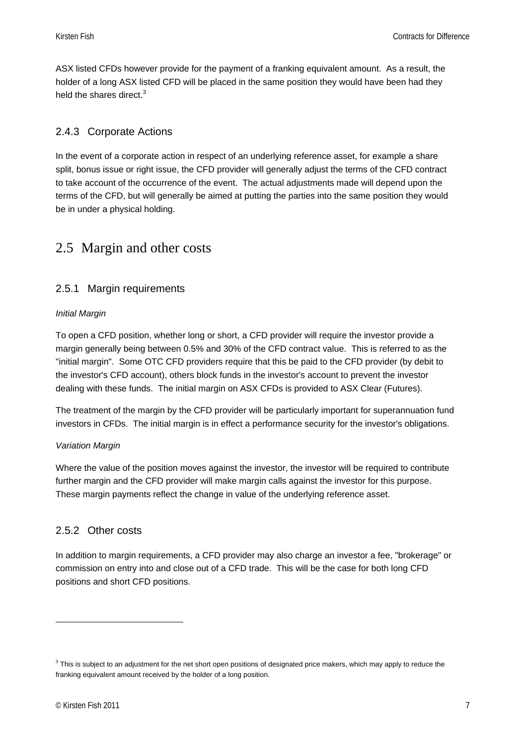ASX listed CFDs however provide for the payment of a franking equivalent amount. As a result, the holder of a long ASX listed CFD will be placed in the same position they would have been had they held the shares direct.[3]

### 2.4.3 Corporate Actions

In the event of a corporate action in respect of an underlying reference asset, for example a share split, bonus issue or right issue, the CFD provider will generally adjust the terms of the CFD contract to take account of the occurrence of the event. The actual adjustments made will depend upon the terms of the CFD, but will generally be aimed at putting the parties into the same position they would be in under a physical holding.

## 2.5 Margin and other costs

### 2.5.1 Margin requirements

*Initial Margin*

To open a CFD position, whether long or short, a CFD provider will require the investor provide a margin generally being between 0.5% and 30% of the CFD contract value. This is referred to as the "initial margin". Some OTC CFD providers require that this be paid to the CFD provider (by debit to the investor's CFD account), others block funds in the investor's account to prevent the investor dealing with these funds. The initial margin on ASX CFDs is provided to ASX Clear (Futures).

The treatment of the margin by the CFD provider will be particularly important for superannuation fund investors in CFDs. The initial margin is in effect a performance security for the investor's obligations.

*Variation Margin*

Where the value of the position moves against the investor, the investor will be required to contribute further margin and the CFD provider will make margin calls against the investor for this purpose. These margin payments reflect the change in value of the underlying reference asset.

### 2.5.2 Other costs

In addition to margin requirements, a CFD provider may also charge an investor a fee, "brokerage" or commission on entry into and close out of a CFD trade. This will be the case for both long CFD positions and short CFD positions.

---

[3] This is subject to an adjustment for the net short open positions of designated price makers, which may apply to reduce the franking equivalent amount received by the holder of a long position.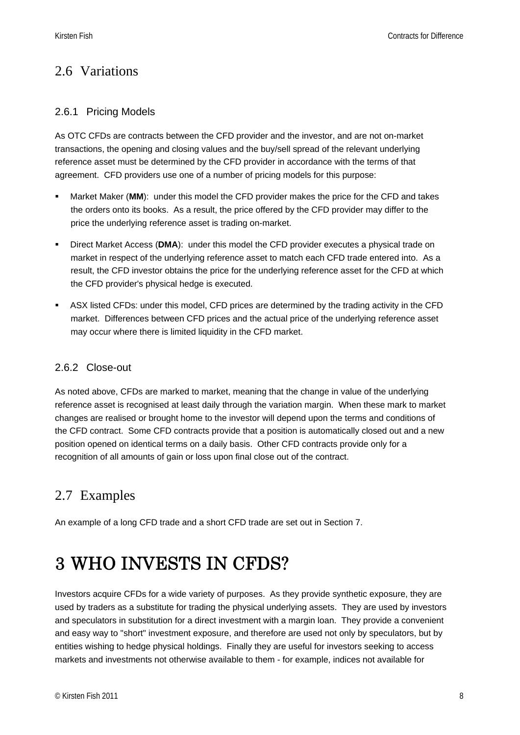## 2.6 Variations

### 2.6.1 Pricing Models

As OTC CFDs are contracts between the CFD provider and the investor, and are not on-market transactions, the opening and closing values and the buy/sell spread of the relevant underlying reference asset must be determined by the CFD provider in accordance with the terms of that agreement. CFD providers use one of a number of pricing models for this purpose:

- Market Maker (**MM**): under this model the CFD provider makes the price for the CFD and takes the orders onto its books. As a result, the price offered by the CFD provider may differ to the price the underlying reference asset is trading on-market.
- Direct Market Access (**DMA**): under this model the CFD provider executes a physical trade on market in respect of the underlying reference asset to match each CFD trade entered into. As a result, the CFD investor obtains the price for the underlying reference asset for the CFD at which the CFD provider's physical hedge is executed.
- ASX listed CFDs: under this model, CFD prices are determined by the trading activity in the CFD market. Differences between CFD prices and the actual price of the underlying reference asset may occur where there is limited liquidity in the CFD market.

### 2.6.2 Close-out

As noted above, CFDs are marked to market, meaning that the change in value of the underlying reference asset is recognised at least daily through the variation margin. When these mark to market changes are realised or brought home to the investor will depend upon the terms and conditions of the CFD contract. Some CFD contracts provide that a position is automatically closed out and a new position opened on identical terms on a daily basis. Other CFD contracts provide only for a recognition of all amounts of gain or loss upon final close out of the contract.

## 2.7 Examples

An example of a long CFD trade and a short CFD trade are set out in Section 7.

# 3 WHO INVESTS IN CFDS?

Investors acquire CFDs for a wide variety of purposes. As they provide synthetic exposure, they are used by traders as a substitute for trading the physical underlying assets. They are used by investors and speculators in substitution for a direct investment with a margin loan. They provide a convenient and easy way to "short" investment exposure, and therefore are used not only by speculators, but by entities wishing to hedge physical holdings. Finally they are useful for investors seeking to access markets and investments not otherwise available to them - for example, indices not available for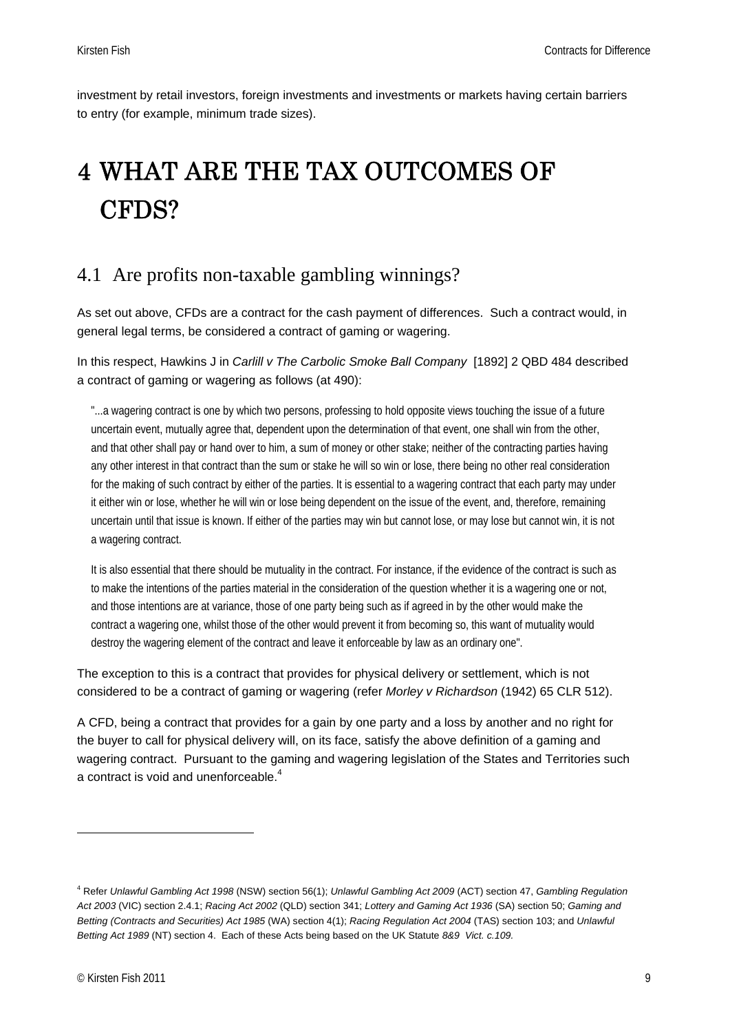investment by retail investors, foreign investments and investments or markets having certain barriers to entry (for example, minimum trade sizes).

# 4 WHAT ARE THE TAX OUTCOMES OF CFDS?

## 4.1 Are profits non-taxable gambling winnings?

As set out above, CFDs are a contract for the cash payment of differences. Such a contract would, in general legal terms, be considered a contract of gaming or wagering.

In this respect, Hawkins J in *Carlill v The Carbolic Smoke Ball Company* [1892] 2 QBD 484 described a contract of gaming or wagering as follows (at 490):

> "...a wagering contract is one by which two persons, professing to hold opposite views touching the issue of a future uncertain event, mutually agree that, dependent upon the determination of that event, one shall win from the other, and that other shall pay or hand over to him, a sum of money or other stake; neither of the contracting parties having any other interest in that contract than the sum or stake he will so win or lose, there being no other real consideration for the making of such contract by either of the parties. It is essential to a wagering contract that each party may under it either win or lose, whether he will win or lose being dependent on the issue of the event, and, therefore, remaining uncertain until that issue is known. If either of the parties may win but cannot lose, or may lose but cannot win, it is not a wagering contract.
>
> It is also essential that there should be mutuality in the contract. For instance, if the evidence of the contract is such as to make the intentions of the parties material in the consideration of the question whether it is a wagering one or not, and those intentions are at variance, those of one party being such as if agreed in by the other would make the contract a wagering one, whilst those of the other would prevent it from becoming so, this want of mutuality would destroy the wagering element of the contract and leave it enforceable by law as an ordinary one".

The exception to this is a contract that provides for physical delivery or settlement, which is not considered to be a contract of gaming or wagering (refer *Morley v Richardson* (1942) 65 CLR 512).

A CFD, being a contract that provides for a gain by one party and a loss by another and no right for the buyer to call for physical delivery will, on its face, satisfy the above definition of a gaming and wagering contract. Pursuant to the gaming and wagering legislation of the States and Territories such a contract is void and unenforceable.[4]

---

[4] Refer *Unlawful Gambling Act 1998* (NSW) section 56(1); *Unlawful Gambling Act 2009* (ACT) section 47, *Gambling Regulation Act 2003* (VIC) section 2.4.1; *Racing Act 2002* (QLD) section 341; *Lottery and Gaming Act 1936* (SA) section 50; *Gaming and Betting (Contracts and Securities) Act 1985* (WA) section 4(1); *Racing Regulation Act 2004* (TAS) section 103; and *Unlawful Betting Act 1989* (NT) section 4. Each of these Acts being based on the UK Statute *8&9 Vict. c.109.*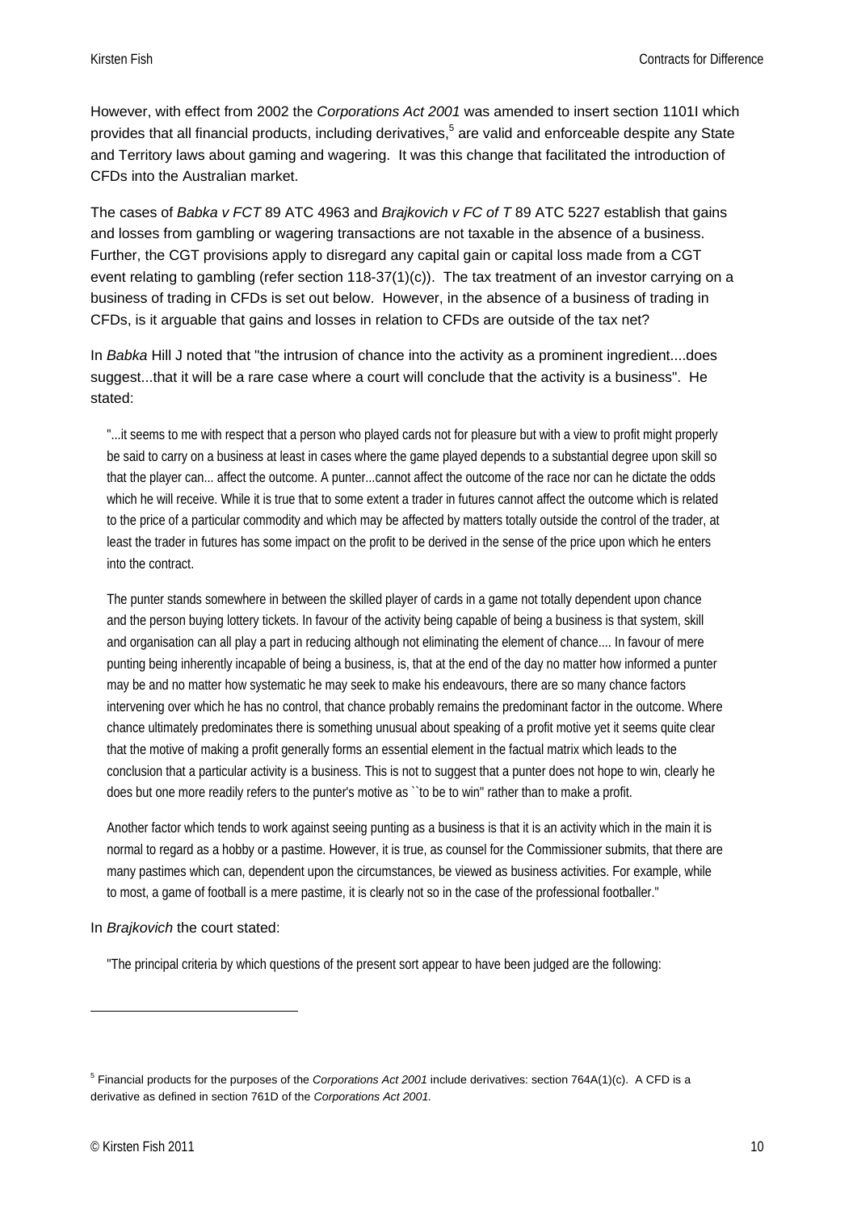However, with effect from 2002 the *Corporations Act 2001* was amended to insert section 1101I which provides that all financial products, including derivatives,[5] are valid and enforceable despite any State and Territory laws about gaming and wagering. It was this change that facilitated the introduction of CFDs into the Australian market.

The cases of *Babka v FCT* 89 ATC 4963 and *Brajkovich v FC of T* 89 ATC 5227 establish that gains and losses from gambling or wagering transactions are not taxable in the absence of a business. Further, the CGT provisions apply to disregard any capital gain or capital loss made from a CGT event relating to gambling (refer section 118-37(1)(c)). The tax treatment of an investor carrying on a business of trading in CFDs is set out below. However, in the absence of a business of trading in CFDs, is it arguable that gains and losses in relation to CFDs are outside of the tax net?

In *Babka* Hill J noted that "the intrusion of chance into the activity as a prominent ingredient....does suggest...that it will be a rare case where a court will conclude that the activity is a business". He stated:

> "...it seems to me with respect that a person who played cards not for pleasure but with a view to profit might properly be said to carry on a business at least in cases where the game played depends to a substantial degree upon skill so that the player can... affect the outcome. A punter...cannot affect the outcome of the race nor can he dictate the odds which he will receive. While it is true that to some extent a trader in futures cannot affect the outcome which is related to the price of a particular commodity and which may be affected by matters totally outside the control of the trader, at least the trader in futures has some impact on the profit to be derived in the sense of the price upon which he enters into the contract.
>
> The punter stands somewhere in between the skilled player of cards in a game not totally dependent upon chance and the person buying lottery tickets. In favour of the activity being capable of being a business is that system, skill and organisation can all play a part in reducing although not eliminating the element of chance.... In favour of mere punting being inherently incapable of being a business, is, that at the end of the day no matter how informed a punter may be and no matter how systematic he may seek to make his endeavours, there are so many chance factors intervening over which he has no control, that chance probably remains the predominant factor in the outcome. Where chance ultimately predominates there is something unusual about speaking of a profit motive yet it seems quite clear that the motive of making a profit generally forms an essential element in the factual matrix which leads to the conclusion that a particular activity is a business. This is not to suggest that a punter does not hope to win, clearly he does but one more readily refers to the punter's motive as ``to be to win'' rather than to make a profit.
>
> Another factor which tends to work against seeing punting as a business is that it is an activity which in the main it is normal to regard as a hobby or a pastime. However, it is true, as counsel for the Commissioner submits, that there are many pastimes which can, dependent upon the circumstances, be viewed as business activities. For example, while to most, a game of football is a mere pastime, it is clearly not so in the case of the professional footballer."

In *Brajkovich* the court stated:

> "The principal criteria by which questions of the present sort appear to have been judged are the following:

---

[5] Financial products for the purposes of the *Corporations Act 2001* include derivatives: section 764A(1)(c). A CFD is a derivative as defined in section 761D of the *Corporations Act 2001.*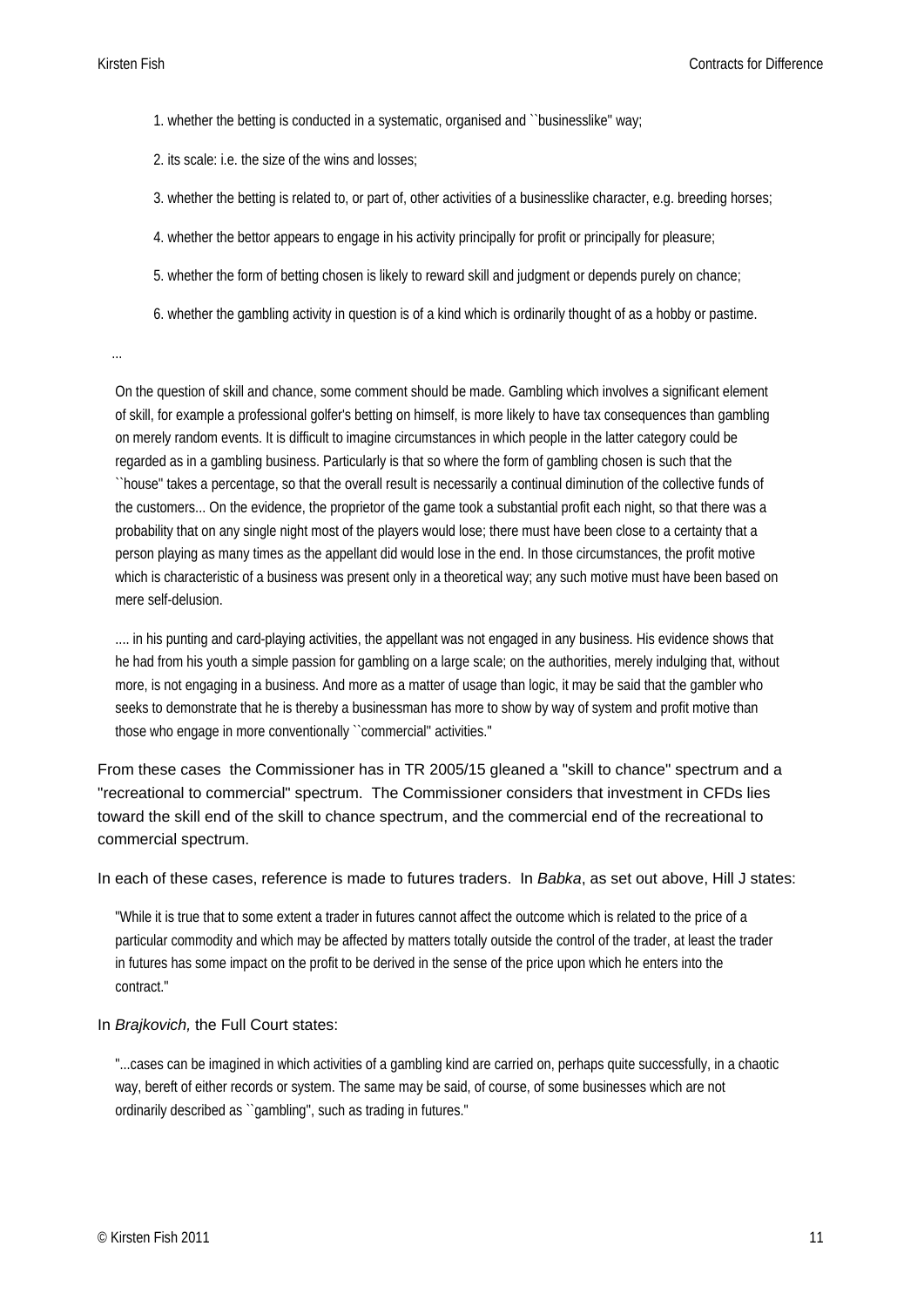1. whether the betting is conducted in a systematic, organised and ``businesslike'' way;

2. its scale: i.e. the size of the wins and losses;

3. whether the betting is related to, or part of, other activities of a businesslike character, e.g. breeding horses;

4. whether the bettor appears to engage in his activity principally for profit or principally for pleasure;

5. whether the form of betting chosen is likely to reward skill and judgment or depends purely on chance;

6. whether the gambling activity in question is of a kind which is ordinarily thought of as a hobby or pastime.

...

> On the question of skill and chance, some comment should be made. Gambling which involves a significant element of skill, for example a professional golfer's betting on himself, is more likely to have tax consequences than gambling on merely random events. It is difficult to imagine circumstances in which people in the latter category could be regarded as in a gambling business. Particularly is that so where the form of gambling chosen is such that the ``house'' takes a percentage, so that the overall result is necessarily a continual diminution of the collective funds of the customers... On the evidence, the proprietor of the game took a substantial profit each night, so that there was a probability that on any single night most of the players would lose; there must have been close to a certainty that a person playing as many times as the appellant did would lose in the end. In those circumstances, the profit motive which is characteristic of a business was present only in a theoretical way; any such motive must have been based on mere self-delusion.
>
> .... in his punting and card-playing activities, the appellant was not engaged in any business. His evidence shows that he had from his youth a simple passion for gambling on a large scale; on the authorities, merely indulging that, without more, is not engaging in a business. And more as a matter of usage than logic, it may be said that the gambler who seeks to demonstrate that he is thereby a businessman has more to show by way of system and profit motive than those who engage in more conventionally ``commercial'' activities."

From these cases the Commissioner has in TR 2005/15 gleaned a "skill to chance" spectrum and a "recreational to commercial" spectrum. The Commissioner considers that investment in CFDs lies toward the skill end of the skill to chance spectrum, and the commercial end of the recreational to commercial spectrum.

In each of these cases, reference is made to futures traders. In *Babka*, as set out above, Hill J states:

> "While it is true that to some extent a trader in futures cannot affect the outcome which is related to the price of a particular commodity and which may be affected by matters totally outside the control of the trader, at least the trader in futures has some impact on the profit to be derived in the sense of the price upon which he enters into the contract."

In *Brajkovich,* the Full Court states:

> "...cases can be imagined in which activities of a gambling kind are carried on, perhaps quite successfully, in a chaotic way, bereft of either records or system. The same may be said, of course, of some businesses which are not ordinarily described as ``gambling'', such as trading in futures."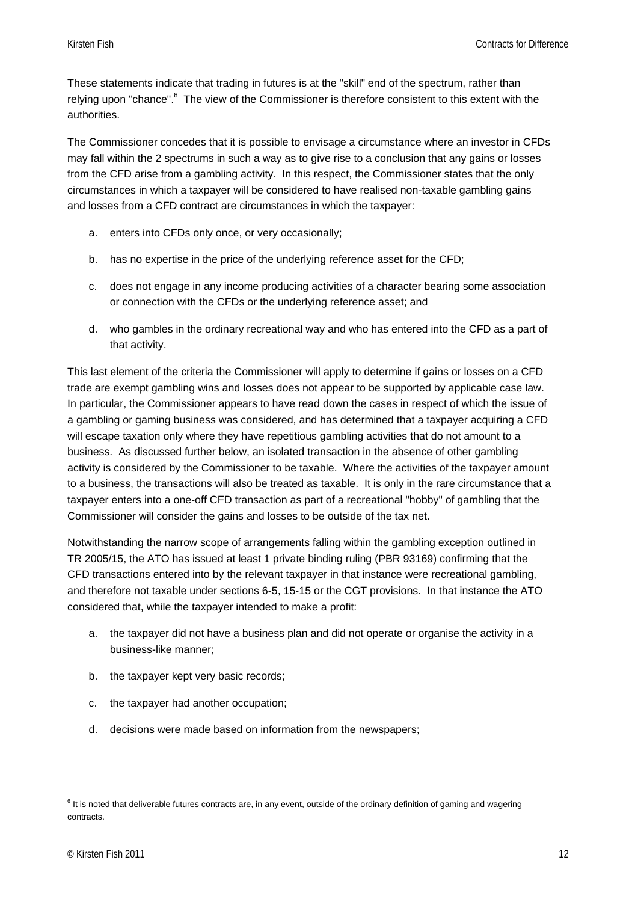These statements indicate that trading in futures is at the "skill" end of the spectrum, rather than relying upon "chance".[6] The view of the Commissioner is therefore consistent to this extent with the authorities.

The Commissioner concedes that it is possible to envisage a circumstance where an investor in CFDs may fall within the 2 spectrums in such a way as to give rise to a conclusion that any gains or losses from the CFD arise from a gambling activity. In this respect, the Commissioner states that the only circumstances in which a taxpayer will be considered to have realised non-taxable gambling gains and losses from a CFD contract are circumstances in which the taxpayer:

a. enters into CFDs only once, or very occasionally;

b. has no expertise in the price of the underlying reference asset for the CFD;

c. does not engage in any income producing activities of a character bearing some association or connection with the CFDs or the underlying reference asset; and

d. who gambles in the ordinary recreational way and who has entered into the CFD as a part of that activity.

This last element of the criteria the Commissioner will apply to determine if gains or losses on a CFD trade are exempt gambling wins and losses does not appear to be supported by applicable case law. In particular, the Commissioner appears to have read down the cases in respect of which the issue of a gambling or gaming business was considered, and has determined that a taxpayer acquiring a CFD will escape taxation only where they have repetitious gambling activities that do not amount to a business. As discussed further below, an isolated transaction in the absence of other gambling activity is considered by the Commissioner to be taxable. Where the activities of the taxpayer amount to a business, the transactions will also be treated as taxable. It is only in the rare circumstance that a taxpayer enters into a one-off CFD transaction as part of a recreational "hobby" of gambling that the Commissioner will consider the gains and losses to be outside of the tax net.

Notwithstanding the narrow scope of arrangements falling within the gambling exception outlined in TR 2005/15, the ATO has issued at least 1 private binding ruling (PBR 93169) confirming that the CFD transactions entered into by the relevant taxpayer in that instance were recreational gambling, and therefore not taxable under sections 6-5, 15-15 or the CGT provisions. In that instance the ATO considered that, while the taxpayer intended to make a profit:

a. the taxpayer did not have a business plan and did not operate or organise the activity in a business-like manner;

b. the taxpayer kept very basic records;

c. the taxpayer had another occupation;

d. decisions were made based on information from the newspapers;

---

[6] It is noted that deliverable futures contracts are, in any event, outside of the ordinary definition of gaming and wagering contracts.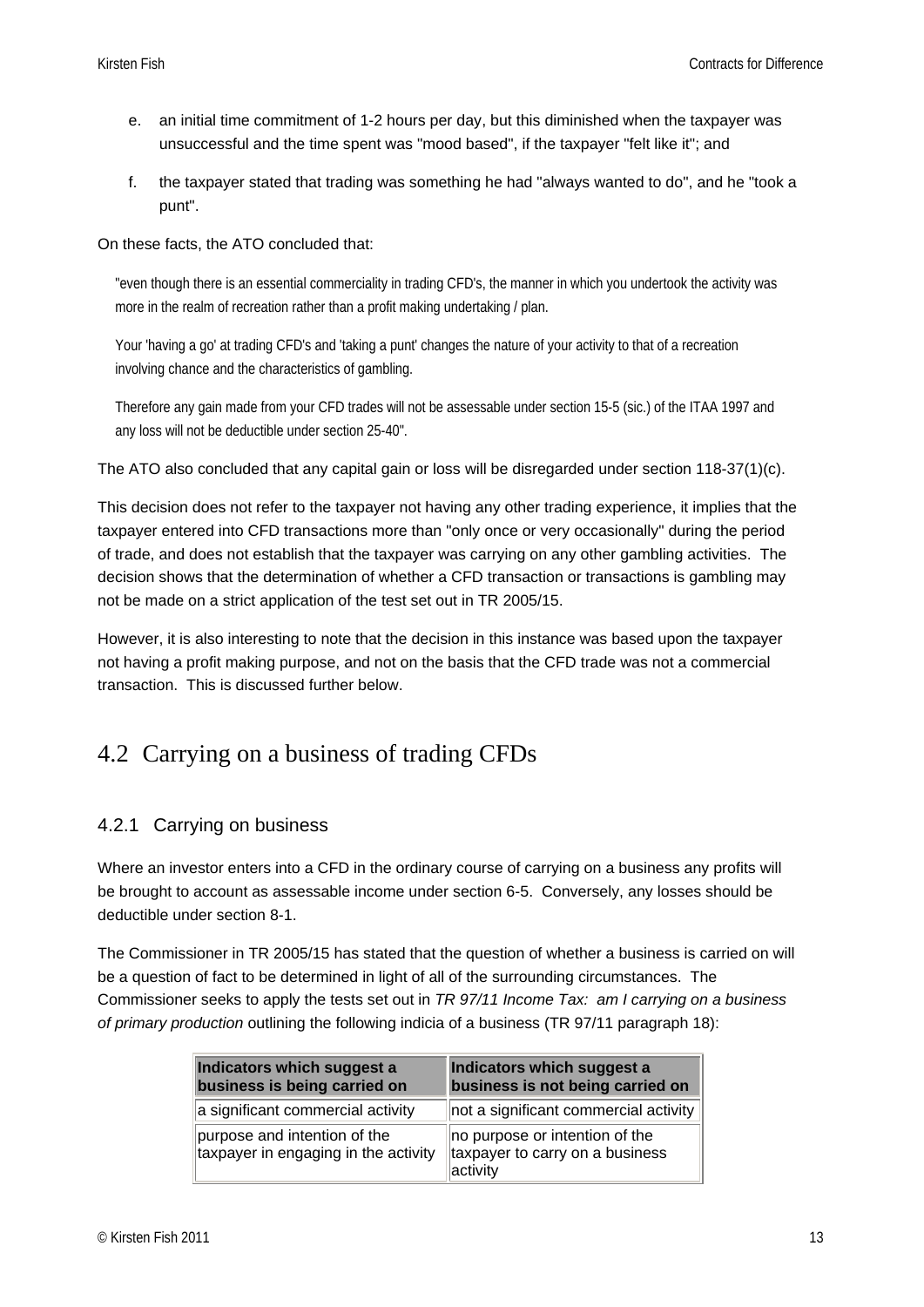e. an initial time commitment of 1-2 hours per day, but this diminished when the taxpayer was unsuccessful and the time spent was "mood based", if the taxpayer "felt like it"; and

f. the taxpayer stated that trading was something he had "always wanted to do", and he "took a punt".

On these facts, the ATO concluded that:

> "even though there is an essential commerciality in trading CFD's, the manner in which you undertook the activity was more in the realm of recreation rather than a profit making undertaking / plan.
>
> Your 'having a go' at trading CFD's and 'taking a punt' changes the nature of your activity to that of a recreation involving chance and the characteristics of gambling.
>
> Therefore any gain made from your CFD trades will not be assessable under section 15-5 (sic.) of the ITAA 1997 and any loss will not be deductible under section 25-40".

The ATO also concluded that any capital gain or loss will be disregarded under section 118-37(1)(c).

This decision does not refer to the taxpayer not having any other trading experience, it implies that the taxpayer entered into CFD transactions more than "only once or very occasionally" during the period of trade, and does not establish that the taxpayer was carrying on any other gambling activities. The decision shows that the determination of whether a CFD transaction or transactions is gambling may not be made on a strict application of the test set out in TR 2005/15.

However, it is also interesting to note that the decision in this instance was based upon the taxpayer not having a profit making purpose, and not on the basis that the CFD trade was not a commercial transaction. This is discussed further below.

## 4.2 Carrying on a business of trading CFDs

### 4.2.1 Carrying on business

Where an investor enters into a CFD in the ordinary course of carrying on a business any profits will be brought to account as assessable income under section 6-5. Conversely, any losses should be deductible under section 8-1.

The Commissioner in TR 2005/15 has stated that the question of whether a business is carried on will be a question of fact to be determined in light of all of the surrounding circumstances. The Commissioner seeks to apply the tests set out in *TR 97/11 Income Tax: am I carrying on a business of primary production* outlining the following indicia of a business (TR 97/11 paragraph 18):

| Indicators which suggest a business is being carried on | Indicators which suggest a business is not being carried on |
|---|---|
| a significant commercial activity | not a significant commercial activity |
| purpose and intention of the taxpayer in engaging in the activity | no purpose or intention of the taxpayer to carry on a business activity |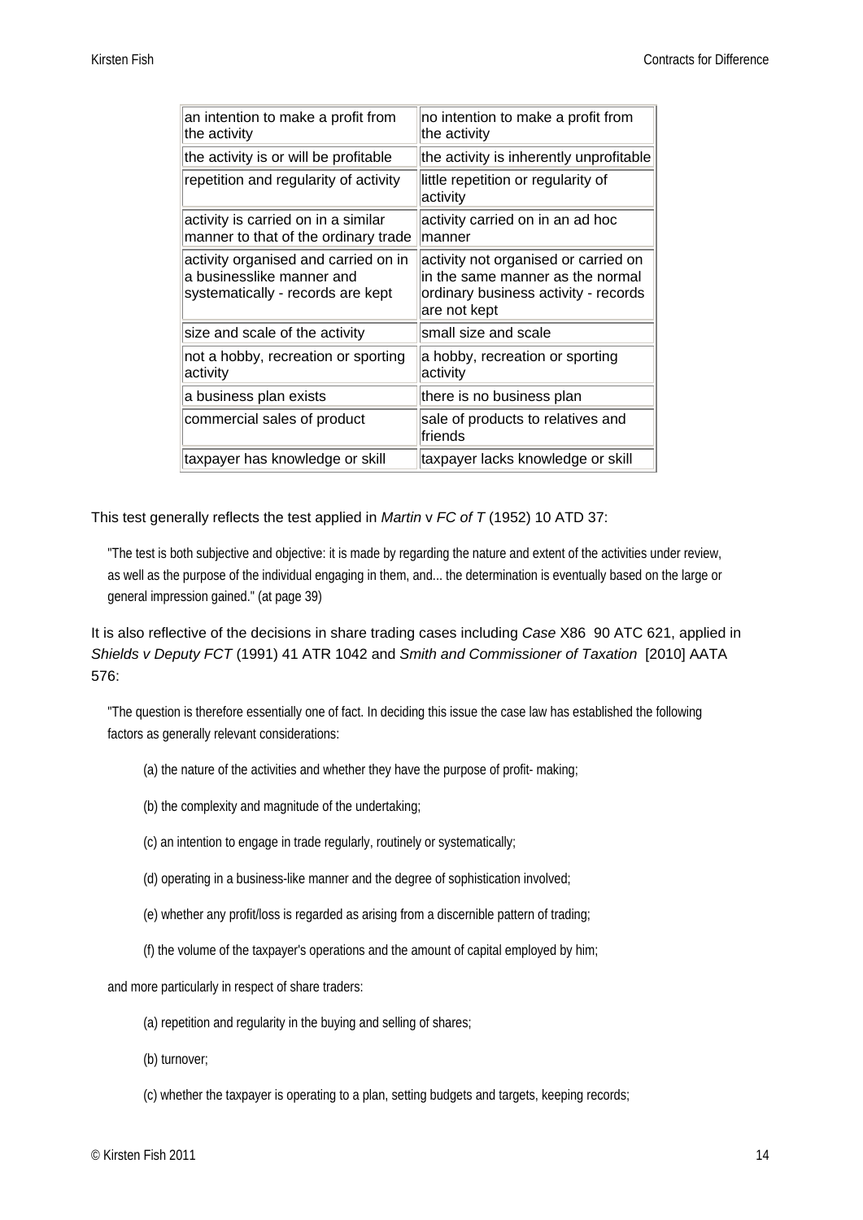| an intention to make a profit from the activity | no intention to make a profit from the activity |
| --- | --- |
| the activity is or will be profitable | the activity is inherently unprofitable |
| repetition and regularity of activity | little repetition or regularity of activity |
| activity is carried on in a similar manner to that of the ordinary trade | activity carried on in an ad hoc manner |
| activity organised and carried on in a businesslike manner and systematically - records are kept | activity not organised or carried on in the same manner as the normal ordinary business activity - records are not kept |
| size and scale of the activity | small size and scale |
| not a hobby, recreation or sporting activity | a hobby, recreation or sporting activity |
| a business plan exists | there is no business plan |
| commercial sales of product | sale of products to relatives and friends |
| taxpayer has knowledge or skill | taxpayer lacks knowledge or skill |

This test generally reflects the test applied in *Martin* v *FC of T* (1952) 10 ATD 37:

> "The test is both subjective and objective: it is made by regarding the nature and extent of the activities under review, as well as the purpose of the individual engaging in them, and... the determination is eventually based on the large or general impression gained." (at page 39)

It is also reflective of the decisions in share trading cases including *Case* X86 90 ATC 621, applied in *Shields v Deputy FCT* (1991) 41 ATR 1042 and *Smith and Commissioner of Taxation* [2010] AATA 576:

> "The question is therefore essentially one of fact. In deciding this issue the case law has established the following factors as generally relevant considerations:
>
> (a) the nature of the activities and whether they have the purpose of profit- making;
>
> (b) the complexity and magnitude of the undertaking;
>
> (c) an intention to engage in trade regularly, routinely or systematically;
>
> (d) operating in a business-like manner and the degree of sophistication involved;
>
> (e) whether any profit/loss is regarded as arising from a discernible pattern of trading;
>
> (f) the volume of the taxpayer's operations and the amount of capital employed by him;
>
> and more particularly in respect of share traders:
>
> (a) repetition and regularity in the buying and selling of shares;
>
> (b) turnover;
>
> (c) whether the taxpayer is operating to a plan, setting budgets and targets, keeping records;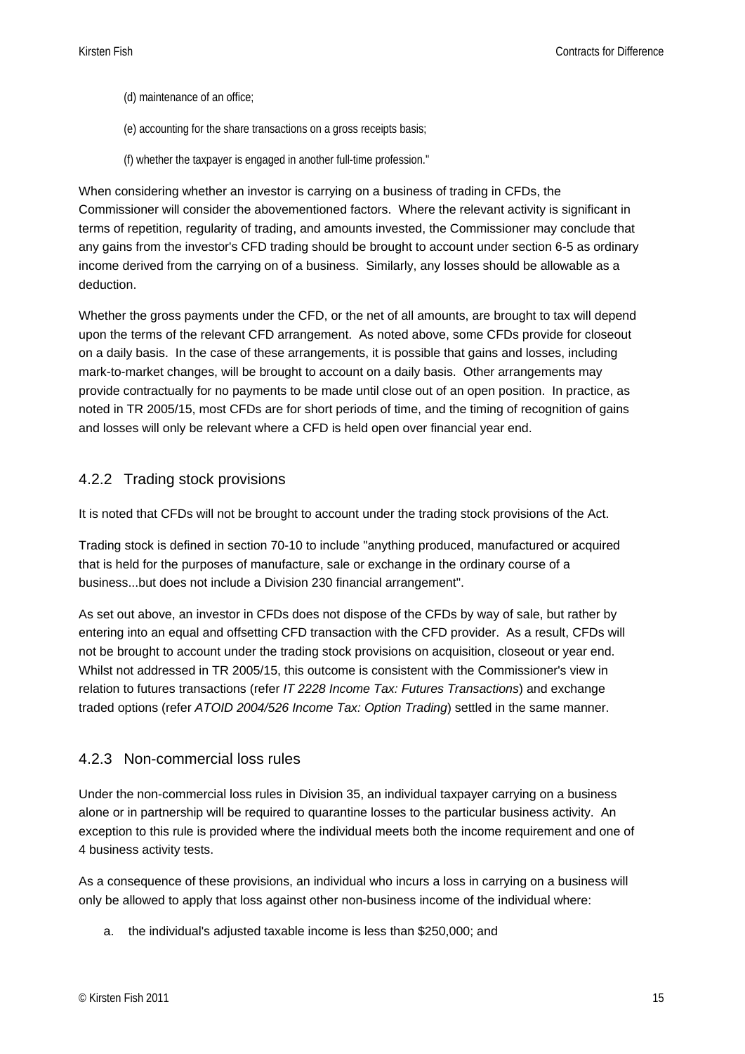(d) maintenance of an office;

(e) accounting for the share transactions on a gross receipts basis;

(f) whether the taxpayer is engaged in another full-time profession."

When considering whether an investor is carrying on a business of trading in CFDs, the Commissioner will consider the abovementioned factors. Where the relevant activity is significant in terms of repetition, regularity of trading, and amounts invested, the Commissioner may conclude that any gains from the investor's CFD trading should be brought to account under section 6-5 as ordinary income derived from the carrying on of a business. Similarly, any losses should be allowable as a deduction.

Whether the gross payments under the CFD, or the net of all amounts, are brought to tax will depend upon the terms of the relevant CFD arrangement. As noted above, some CFDs provide for closeout on a daily basis. In the case of these arrangements, it is possible that gains and losses, including mark-to-market changes, will be brought to account on a daily basis. Other arrangements may provide contractually for no payments to be made until close out of an open position. In practice, as noted in TR 2005/15, most CFDs are for short periods of time, and the timing of recognition of gains and losses will only be relevant where a CFD is held open over financial year end.

### 4.2.2 Trading stock provisions

It is noted that CFDs will not be brought to account under the trading stock provisions of the Act.

Trading stock is defined in section 70-10 to include "anything produced, manufactured or acquired that is held for the purposes of manufacture, sale or exchange in the ordinary course of a business...but does not include a Division 230 financial arrangement".

As set out above, an investor in CFDs does not dispose of the CFDs by way of sale, but rather by entering into an equal and offsetting CFD transaction with the CFD provider. As a result, CFDs will not be brought to account under the trading stock provisions on acquisition, closeout or year end. Whilst not addressed in TR 2005/15, this outcome is consistent with the Commissioner's view in relation to futures transactions (refer *IT 2228 Income Tax: Futures Transactions*) and exchange traded options (refer *ATOID 2004/526 Income Tax: Option Trading*) settled in the same manner.

### 4.2.3 Non-commercial loss rules

Under the non-commercial loss rules in Division 35, an individual taxpayer carrying on a business alone or in partnership will be required to quarantine losses to the particular business activity. An exception to this rule is provided where the individual meets both the income requirement and one of 4 business activity tests.

As a consequence of these provisions, an individual who incurs a loss in carrying on a business will only be allowed to apply that loss against other non-business income of the individual where:

a. the individual's adjusted taxable income is less than $250,000; and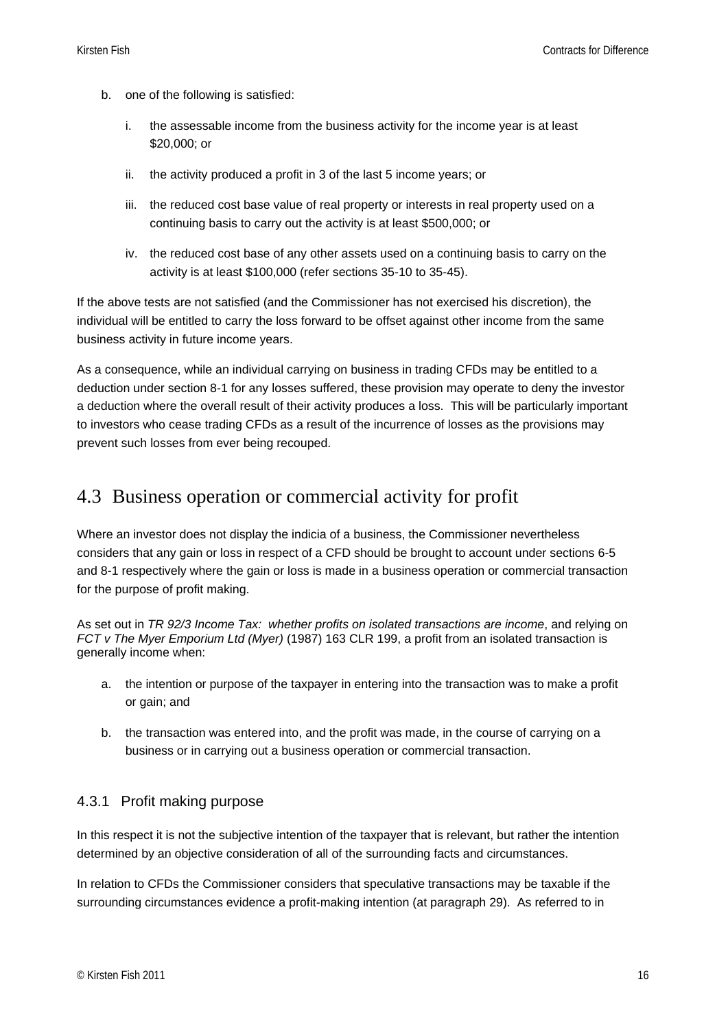b. one of the following is satisfied:

   i. the assessable income from the business activity for the income year is at least $20,000; or

   ii. the activity produced a profit in 3 of the last 5 income years; or

   iii. the reduced cost base value of real property or interests in real property used on a continuing basis to carry out the activity is at least $500,000; or

   iv. the reduced cost base of any other assets used on a continuing basis to carry on the activity is at least $100,000 (refer sections 35-10 to 35-45).

If the above tests are not satisfied (and the Commissioner has not exercised his discretion), the individual will be entitled to carry the loss forward to be offset against other income from the same business activity in future income years.

As a consequence, while an individual carrying on business in trading CFDs may be entitled to a deduction under section 8-1 for any losses suffered, these provision may operate to deny the investor a deduction where the overall result of their activity produces a loss. This will be particularly important to investors who cease trading CFDs as a result of the incurrence of losses as the provisions may prevent such losses from ever being recouped.

## 4.3 Business operation or commercial activity for profit

Where an investor does not display the indicia of a business, the Commissioner nevertheless considers that any gain or loss in respect of a CFD should be brought to account under sections 6-5 and 8-1 respectively where the gain or loss is made in a business operation or commercial transaction for the purpose of profit making.

As set out in *TR 92/3 Income Tax: whether profits on isolated transactions are income*, and relying on *FCT v The Myer Emporium Ltd (Myer)* (1987) 163 CLR 199, a profit from an isolated transaction is generally income when:

a. the intention or purpose of the taxpayer in entering into the transaction was to make a profit or gain; and

b. the transaction was entered into, and the profit was made, in the course of carrying on a business or in carrying out a business operation or commercial transaction.

### 4.3.1 Profit making purpose

In this respect it is not the subjective intention of the taxpayer that is relevant, but rather the intention determined by an objective consideration of all of the surrounding facts and circumstances.

In relation to CFDs the Commissioner considers that speculative transactions may be taxable if the surrounding circumstances evidence a profit-making intention (at paragraph 29). As referred to in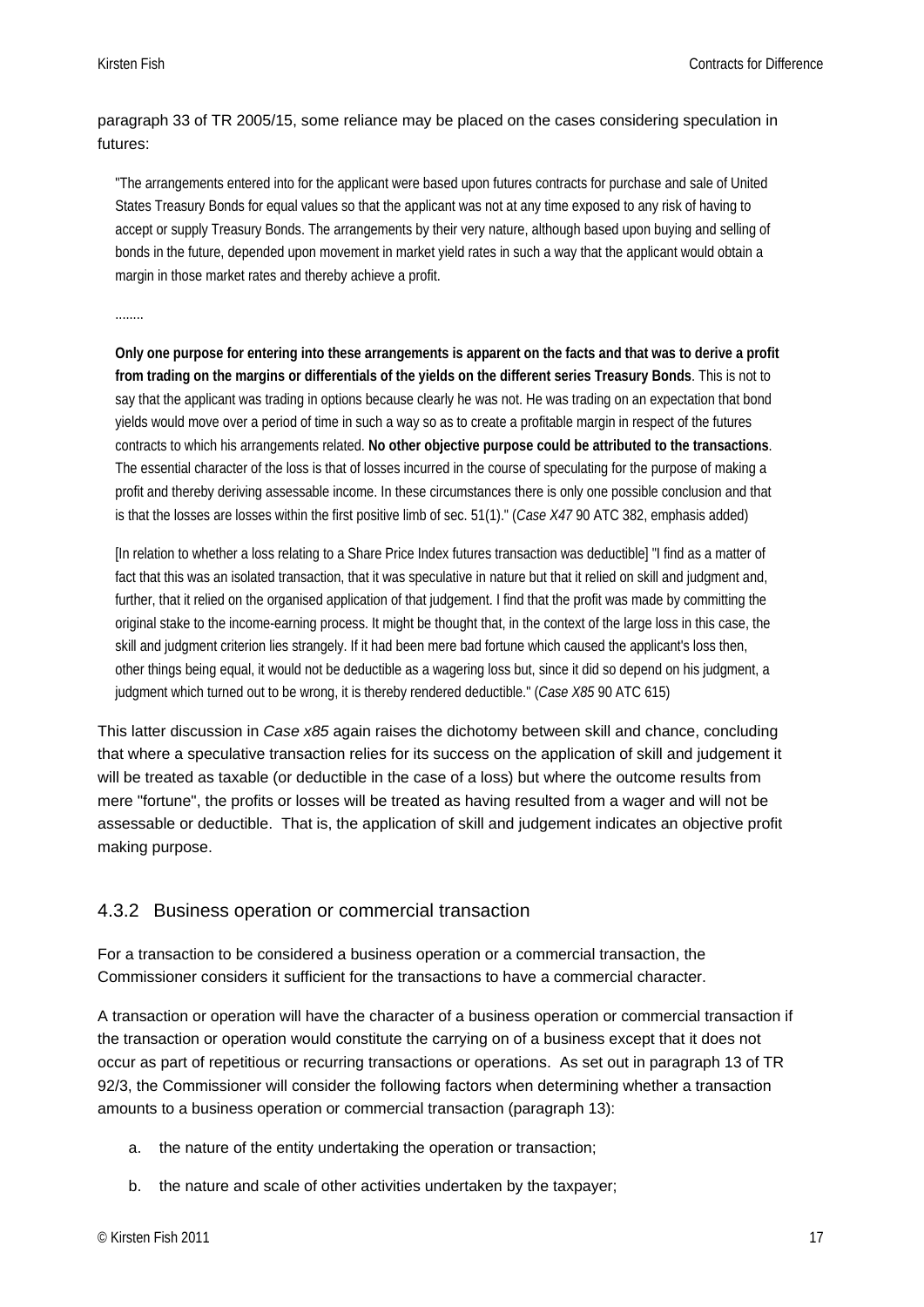paragraph 33 of TR 2005/15, some reliance may be placed on the cases considering speculation in futures:

> "The arrangements entered into for the applicant were based upon futures contracts for purchase and sale of United States Treasury Bonds for equal values so that the applicant was not at any time exposed to any risk of having to accept or supply Treasury Bonds. The arrangements by their very nature, although based upon buying and selling of bonds in the future, depended upon movement in market yield rates in such a way that the applicant would obtain a margin in those market rates and thereby achieve a profit.
>
> ........
>
> **Only one purpose for entering into these arrangements is apparent on the facts and that was to derive a profit from trading on the margins or differentials of the yields on the different series Treasury Bonds**. This is not to say that the applicant was trading in options because clearly he was not. He was trading on an expectation that bond yields would move over a period of time in such a way so as to create a profitable margin in respect of the futures contracts to which his arrangements related. **No other objective purpose could be attributed to the transactions**. The essential character of the loss is that of losses incurred in the course of speculating for the purpose of making a profit and thereby deriving assessable income. In these circumstances there is only one possible conclusion and that is that the losses are losses within the first positive limb of sec. 51(1)." (*Case X47* 90 ATC 382, emphasis added)
>
> [In relation to whether a loss relating to a Share Price Index futures transaction was deductible] "I find as a matter of fact that this was an isolated transaction, that it was speculative in nature but that it relied on skill and judgment and, further, that it relied on the organised application of that judgement. I find that the profit was made by committing the original stake to the income-earning process. It might be thought that, in the context of the large loss in this case, the skill and judgment criterion lies strangely. If it had been mere bad fortune which caused the applicant's loss then, other things being equal, it would not be deductible as a wagering loss but, since it did so depend on his judgment, a judgment which turned out to be wrong, it is thereby rendered deductible." (*Case X85* 90 ATC 615)

This latter discussion in *Case x85* again raises the dichotomy between skill and chance, concluding that where a speculative transaction relies for its success on the application of skill and judgement it will be treated as taxable (or deductible in the case of a loss) but where the outcome results from mere "fortune", the profits or losses will be treated as having resulted from a wager and will not be assessable or deductible. That is, the application of skill and judgement indicates an objective profit making purpose.

### 4.3.2 Business operation or commercial transaction

For a transaction to be considered a business operation or a commercial transaction, the Commissioner considers it sufficient for the transactions to have a commercial character.

A transaction or operation will have the character of a business operation or commercial transaction if the transaction or operation would constitute the carrying on of a business except that it does not occur as part of repetitious or recurring transactions or operations. As set out in paragraph 13 of TR 92/3, the Commissioner will consider the following factors when determining whether a transaction amounts to a business operation or commercial transaction (paragraph 13):

a. the nature of the entity undertaking the operation or transaction;

b. the nature and scale of other activities undertaken by the taxpayer;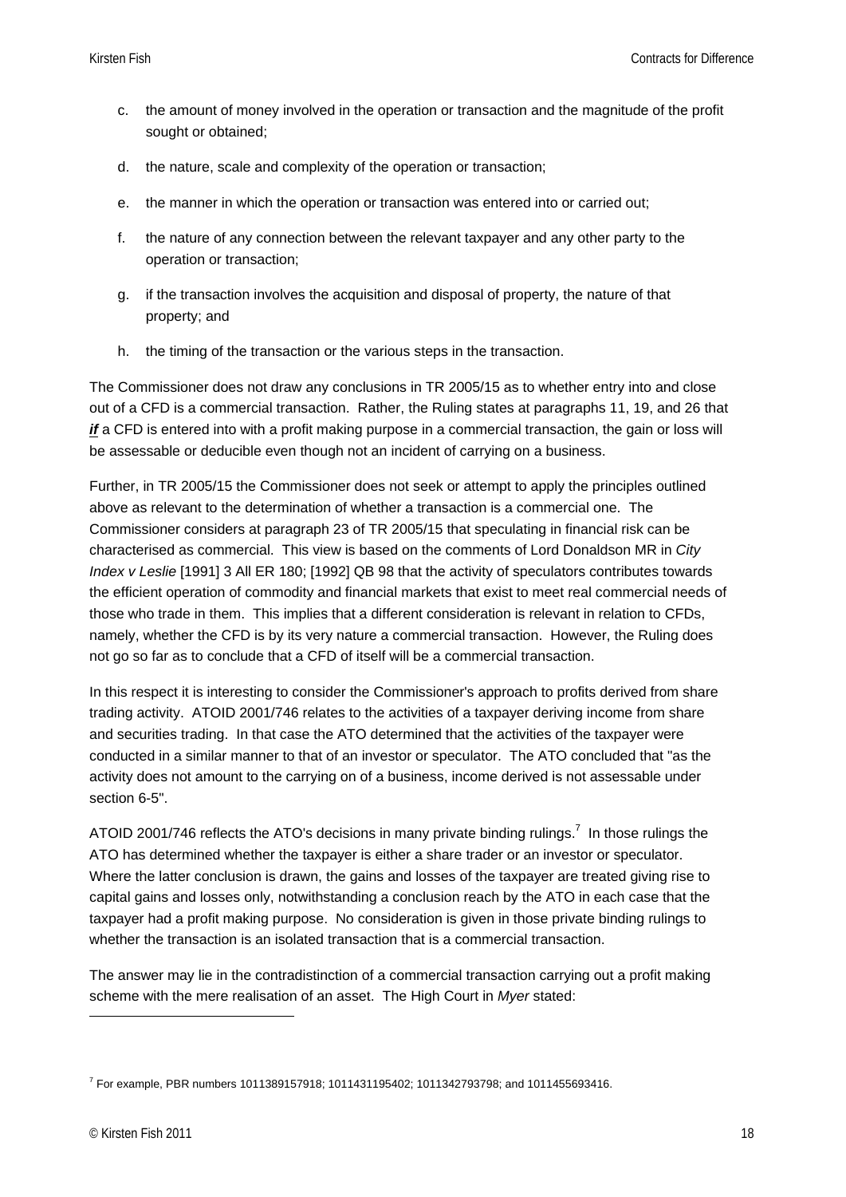c. the amount of money involved in the operation or transaction and the magnitude of the profit sought or obtained;

d. the nature, scale and complexity of the operation or transaction;

e. the manner in which the operation or transaction was entered into or carried out;

f. the nature of any connection between the relevant taxpayer and any other party to the operation or transaction;

g. if the transaction involves the acquisition and disposal of property, the nature of that property; and

h. the timing of the transaction or the various steps in the transaction.

The Commissioner does not draw any conclusions in TR 2005/15 as to whether entry into and close out of a CFD is a commercial transaction. Rather, the Ruling states at paragraphs 11, 19, and 26 that ***if*** a CFD is entered into with a profit making purpose in a commercial transaction, the gain or loss will be assessable or deducible even though not an incident of carrying on a business.

Further, in TR 2005/15 the Commissioner does not seek or attempt to apply the principles outlined above as relevant to the determination of whether a transaction is a commercial one. The Commissioner considers at paragraph 23 of TR 2005/15 that speculating in financial risk can be characterised as commercial. This view is based on the comments of Lord Donaldson MR in *City Index v Leslie* [1991] 3 All ER 180; [1992] QB 98 that the activity of speculators contributes towards the efficient operation of commodity and financial markets that exist to meet real commercial needs of those who trade in them. This implies that a different consideration is relevant in relation to CFDs, namely, whether the CFD is by its very nature a commercial transaction. However, the Ruling does not go so far as to conclude that a CFD of itself will be a commercial transaction.

In this respect it is interesting to consider the Commissioner's approach to profits derived from share trading activity. ATOID 2001/746 relates to the activities of a taxpayer deriving income from share and securities trading. In that case the ATO determined that the activities of the taxpayer were conducted in a similar manner to that of an investor or speculator. The ATO concluded that "as the activity does not amount to the carrying on of a business, income derived is not assessable under section 6-5".

ATOID 2001/746 reflects the ATO's decisions in many private binding rulings.[7] In those rulings the ATO has determined whether the taxpayer is either a share trader or an investor or speculator. Where the latter conclusion is drawn, the gains and losses of the taxpayer are treated giving rise to capital gains and losses only, notwithstanding a conclusion reach by the ATO in each case that the taxpayer had a profit making purpose. No consideration is given in those private binding rulings to whether the transaction is an isolated transaction that is a commercial transaction.

The answer may lie in the contradistinction of a commercial transaction carrying out a profit making scheme with the mere realisation of an asset. The High Court in *Myer* stated:

---

[7] For example, PBR numbers 1011389157918; 1011431195402; 1011342793798; and 1011455693416.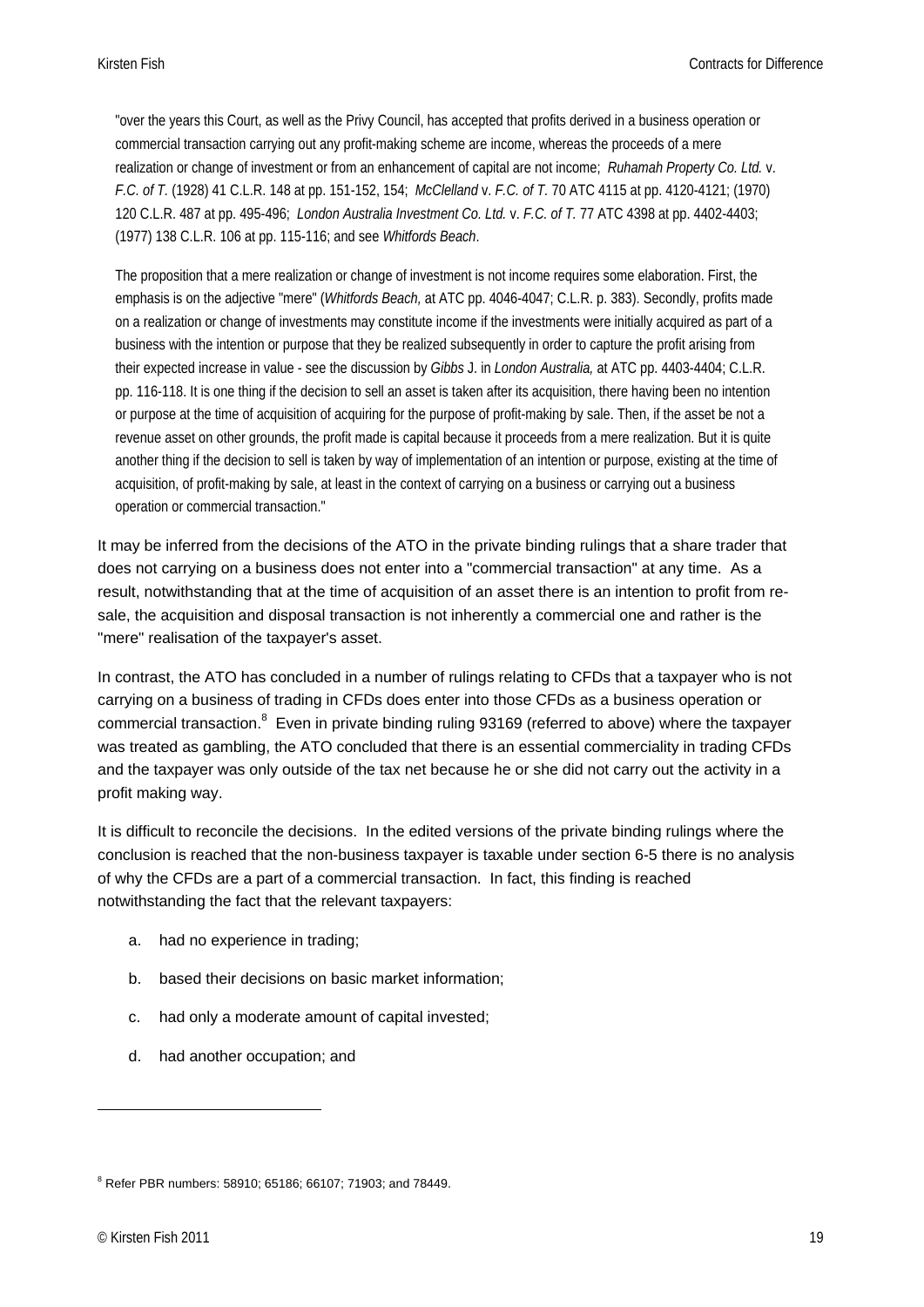> "over the years this Court, as well as the Privy Council, has accepted that profits derived in a business operation or commercial transaction carrying out any profit-making scheme are income, whereas the proceeds of a mere realization or change of investment or from an enhancement of capital are not income; *Ruhamah Property Co. Ltd.* v. *F.C. of T.* (1928) 41 C.L.R. 148 at pp. 151-152, 154; *McClelland* v. *F.C. of T.* 70 ATC 4115 at pp. 4120-4121; (1970) 120 C.L.R. 487 at pp. 495-496; *London Australia Investment Co. Ltd.* v. *F.C. of T.* 77 ATC 4398 at pp. 4402-4403; (1977) 138 C.L.R. 106 at pp. 115-116; and see *Whitfords Beach*.
>
> The proposition that a mere realization or change of investment is not income requires some elaboration. First, the emphasis is on the adjective "mere" (*Whitfords Beach,* at ATC pp. 4046-4047; C.L.R. p. 383). Secondly, profits made on a realization or change of investments may constitute income if the investments were initially acquired as part of a business with the intention or purpose that they be realized subsequently in order to capture the profit arising from their expected increase in value - see the discussion by *Gibbs* J. in *London Australia,* at ATC pp. 4403-4404; C.L.R. pp. 116-118. It is one thing if the decision to sell an asset is taken after its acquisition, there having been no intention or purpose at the time of acquisition of acquiring for the purpose of profit-making by sale. Then, if the asset be not a revenue asset on other grounds, the profit made is capital because it proceeds from a mere realization. But it is quite another thing if the decision to sell is taken by way of implementation of an intention or purpose, existing at the time of acquisition, of profit-making by sale, at least in the context of carrying on a business or carrying out a business operation or commercial transaction."

It may be inferred from the decisions of the ATO in the private binding rulings that a share trader that does not carrying on a business does not enter into a "commercial transaction" at any time. As a result, notwithstanding that at the time of acquisition of an asset there is an intention to profit from re-sale, the acquisition and disposal transaction is not inherently a commercial one and rather is the "mere" realisation of the taxpayer's asset.

In contrast, the ATO has concluded in a number of rulings relating to CFDs that a taxpayer who is not carrying on a business of trading in CFDs does enter into those CFDs as a business operation or commercial transaction.[8] Even in private binding ruling 93169 (referred to above) where the taxpayer was treated as gambling, the ATO concluded that there is an essential commerciality in trading CFDs and the taxpayer was only outside of the tax net because he or she did not carry out the activity in a profit making way.

It is difficult to reconcile the decisions. In the edited versions of the private binding rulings where the conclusion is reached that the non-business taxpayer is taxable under section 6-5 there is no analysis of why the CFDs are a part of a commercial transaction. In fact, this finding is reached notwithstanding the fact that the relevant taxpayers:

a. had no experience in trading;

b. based their decisions on basic market information;

c. had only a moderate amount of capital invested;

d. had another occupation; and

---

[8] Refer PBR numbers: 58910; 65186; 66107; 71903; and 78449.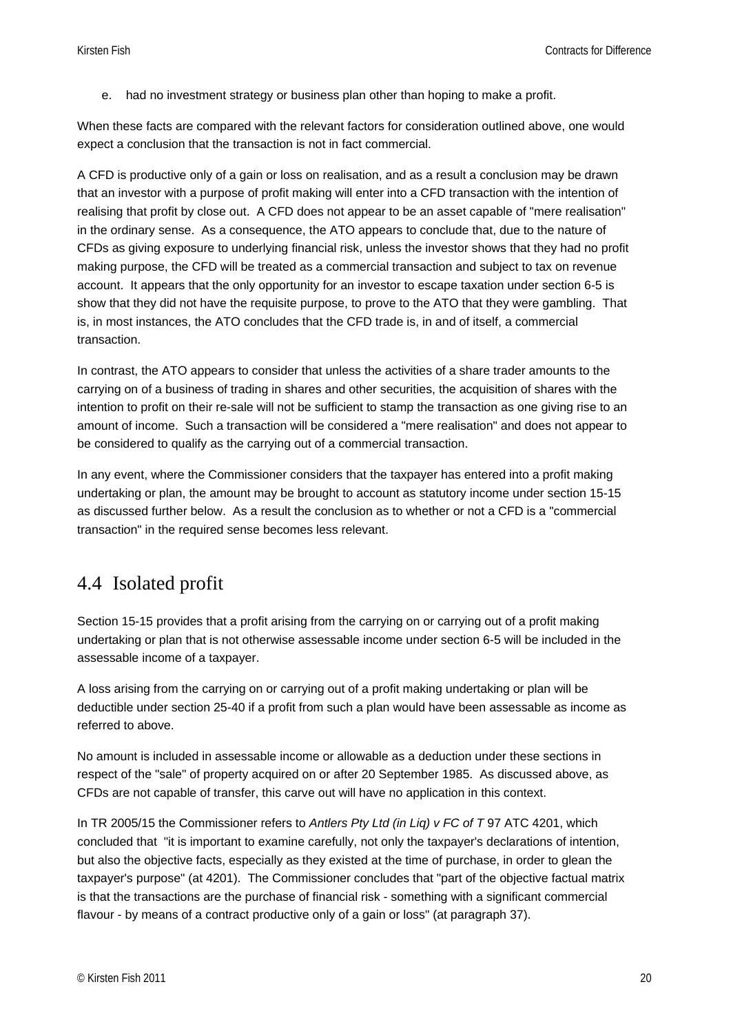e. had no investment strategy or business plan other than hoping to make a profit.

When these facts are compared with the relevant factors for consideration outlined above, one would expect a conclusion that the transaction is not in fact commercial.

A CFD is productive only of a gain or loss on realisation, and as a result a conclusion may be drawn that an investor with a purpose of profit making will enter into a CFD transaction with the intention of realising that profit by close out. A CFD does not appear to be an asset capable of "mere realisation" in the ordinary sense. As a consequence, the ATO appears to conclude that, due to the nature of CFDs as giving exposure to underlying financial risk, unless the investor shows that they had no profit making purpose, the CFD will be treated as a commercial transaction and subject to tax on revenue account. It appears that the only opportunity for an investor to escape taxation under section 6-5 is show that they did not have the requisite purpose, to prove to the ATO that they were gambling. That is, in most instances, the ATO concludes that the CFD trade is, in and of itself, a commercial transaction.

In contrast, the ATO appears to consider that unless the activities of a share trader amounts to the carrying on of a business of trading in shares and other securities, the acquisition of shares with the intention to profit on their re-sale will not be sufficient to stamp the transaction as one giving rise to an amount of income. Such a transaction will be considered a "mere realisation" and does not appear to be considered to qualify as the carrying out of a commercial transaction.

In any event, where the Commissioner considers that the taxpayer has entered into a profit making undertaking or plan, the amount may be brought to account as statutory income under section 15-15 as discussed further below. As a result the conclusion as to whether or not a CFD is a "commercial transaction" in the required sense becomes less relevant.

## 4.4 Isolated profit

Section 15-15 provides that a profit arising from the carrying on or carrying out of a profit making undertaking or plan that is not otherwise assessable income under section 6-5 will be included in the assessable income of a taxpayer.

A loss arising from the carrying on or carrying out of a profit making undertaking or plan will be deductible under section 25-40 if a profit from such a plan would have been assessable as income as referred to above.

No amount is included in assessable income or allowable as a deduction under these sections in respect of the "sale" of property acquired on or after 20 September 1985. As discussed above, as CFDs are not capable of transfer, this carve out will have no application in this context.

In TR 2005/15 the Commissioner refers to *Antlers Pty Ltd (in Liq) v FC of T* 97 ATC 4201, which concluded that "it is important to examine carefully, not only the taxpayer's declarations of intention, but also the objective facts, especially as they existed at the time of purchase, in order to glean the taxpayer's purpose" (at 4201). The Commissioner concludes that "part of the objective factual matrix is that the transactions are the purchase of financial risk - something with a significant commercial flavour - by means of a contract productive only of a gain or loss" (at paragraph 37).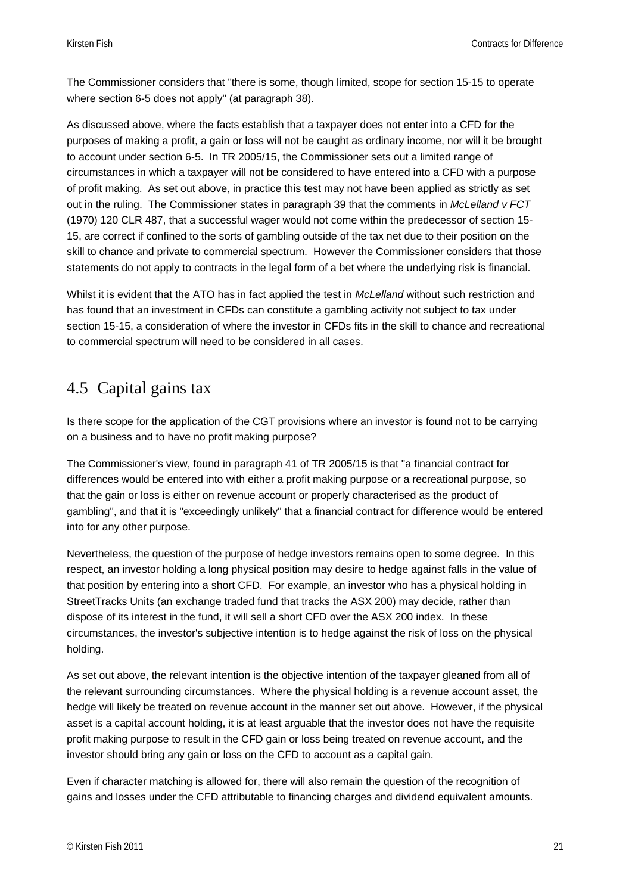The Commissioner considers that "there is some, though limited, scope for section 15-15 to operate where section 6-5 does not apply" (at paragraph 38).

As discussed above, where the facts establish that a taxpayer does not enter into a CFD for the purposes of making a profit, a gain or loss will not be caught as ordinary income, nor will it be brought to account under section 6-5. In TR 2005/15, the Commissioner sets out a limited range of circumstances in which a taxpayer will not be considered to have entered into a CFD with a purpose of profit making. As set out above, in practice this test may not have been applied as strictly as set out in the ruling. The Commissioner states in paragraph 39 that the comments in *McLelland v FCT* (1970) 120 CLR 487, that a successful wager would not come within the predecessor of section 15-15, are correct if confined to the sorts of gambling outside of the tax net due to their position on the skill to chance and private to commercial spectrum. However the Commissioner considers that those statements do not apply to contracts in the legal form of a bet where the underlying risk is financial.

Whilst it is evident that the ATO has in fact applied the test in *McLelland* without such restriction and has found that an investment in CFDs can constitute a gambling activity not subject to tax under section 15-15, a consideration of where the investor in CFDs fits in the skill to chance and recreational to commercial spectrum will need to be considered in all cases.

## 4.5 Capital gains tax

Is there scope for the application of the CGT provisions where an investor is found not to be carrying on a business and to have no profit making purpose?

The Commissioner's view, found in paragraph 41 of TR 2005/15 is that "a financial contract for differences would be entered into with either a profit making purpose or a recreational purpose, so that the gain or loss is either on revenue account or properly characterised as the product of gambling", and that it is "exceedingly unlikely" that a financial contract for difference would be entered into for any other purpose.

Nevertheless, the question of the purpose of hedge investors remains open to some degree. In this respect, an investor holding a long physical position may desire to hedge against falls in the value of that position by entering into a short CFD. For example, an investor who has a physical holding in StreetTracks Units (an exchange traded fund that tracks the ASX 200) may decide, rather than dispose of its interest in the fund, it will sell a short CFD over the ASX 200 index. In these circumstances, the investor's subjective intention is to hedge against the risk of loss on the physical holding.

As set out above, the relevant intention is the objective intention of the taxpayer gleaned from all of the relevant surrounding circumstances. Where the physical holding is a revenue account asset, the hedge will likely be treated on revenue account in the manner set out above. However, if the physical asset is a capital account holding, it is at least arguable that the investor does not have the requisite profit making purpose to result in the CFD gain or loss being treated on revenue account, and the investor should bring any gain or loss on the CFD to account as a capital gain.

Even if character matching is allowed for, there will also remain the question of the recognition of gains and losses under the CFD attributable to financing charges and dividend equivalent amounts.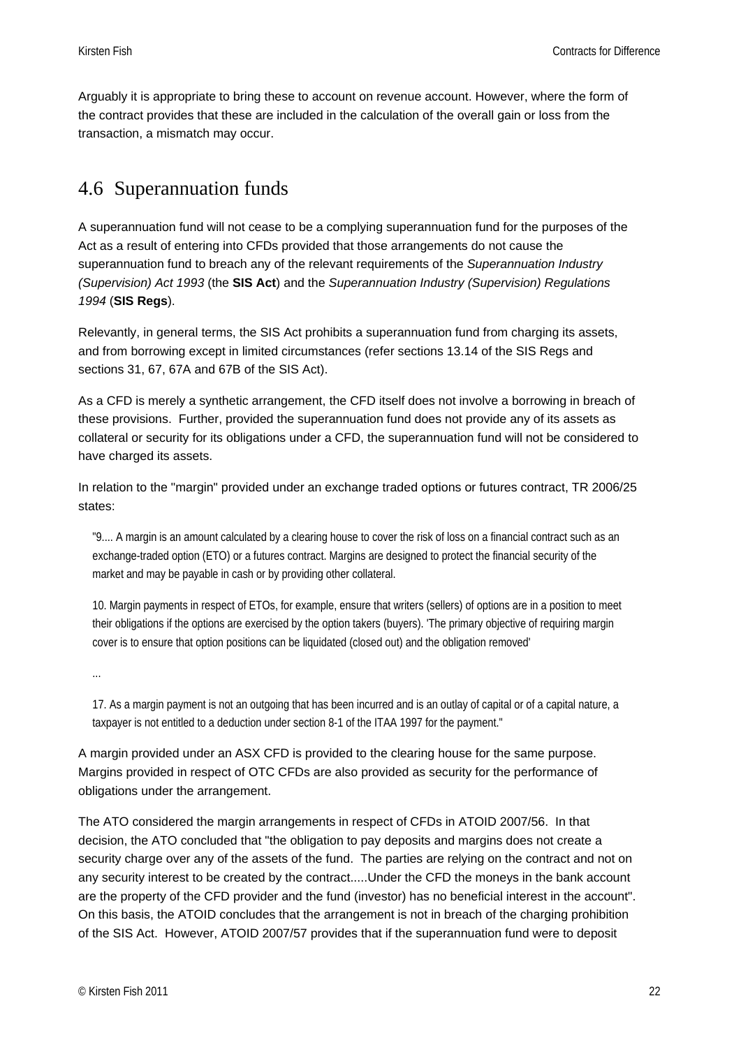Arguably it is appropriate to bring these to account on revenue account. However, where the form of the contract provides that these are included in the calculation of the overall gain or loss from the transaction, a mismatch may occur.

## 4.6 Superannuation funds

A superannuation fund will not cease to be a complying superannuation fund for the purposes of the Act as a result of entering into CFDs provided that those arrangements do not cause the superannuation fund to breach any of the relevant requirements of the *Superannuation Industry (Supervision) Act 1993* (the **SIS Act**) and the *Superannuation Industry (Supervision) Regulations 1994* (**SIS Regs**).

Relevantly, in general terms, the SIS Act prohibits a superannuation fund from charging its assets, and from borrowing except in limited circumstances (refer sections 13.14 of the SIS Regs and sections 31, 67, 67A and 67B of the SIS Act).

As a CFD is merely a synthetic arrangement, the CFD itself does not involve a borrowing in breach of these provisions. Further, provided the superannuation fund does not provide any of its assets as collateral or security for its obligations under a CFD, the superannuation fund will not be considered to have charged its assets.

In relation to the "margin" provided under an exchange traded options or futures contract, TR 2006/25 states:

> "9.... A margin is an amount calculated by a clearing house to cover the risk of loss on a financial contract such as an exchange-traded option (ETO) or a futures contract. Margins are designed to protect the financial security of the market and may be payable in cash or by providing other collateral.
>
> 10. Margin payments in respect of ETOs, for example, ensure that writers (sellers) of options are in a position to meet their obligations if the options are exercised by the option takers (buyers). 'The primary objective of requiring margin cover is to ensure that option positions can be liquidated (closed out) and the obligation removed'
>
> ...
>
> 17. As a margin payment is not an outgoing that has been incurred and is an outlay of capital or of a capital nature, a taxpayer is not entitled to a deduction under section 8-1 of the ITAA 1997 for the payment."

A margin provided under an ASX CFD is provided to the clearing house for the same purpose. Margins provided in respect of OTC CFDs are also provided as security for the performance of obligations under the arrangement.

The ATO considered the margin arrangements in respect of CFDs in ATOID 2007/56. In that decision, the ATO concluded that "the obligation to pay deposits and margins does not create a security charge over any of the assets of the fund. The parties are relying on the contract and not on any security interest to be created by the contract.....Under the CFD the moneys in the bank account are the property of the CFD provider and the fund (investor) has no beneficial interest in the account". On this basis, the ATOID concludes that the arrangement is not in breach of the charging prohibition of the SIS Act. However, ATOID 2007/57 provides that if the superannuation fund were to deposit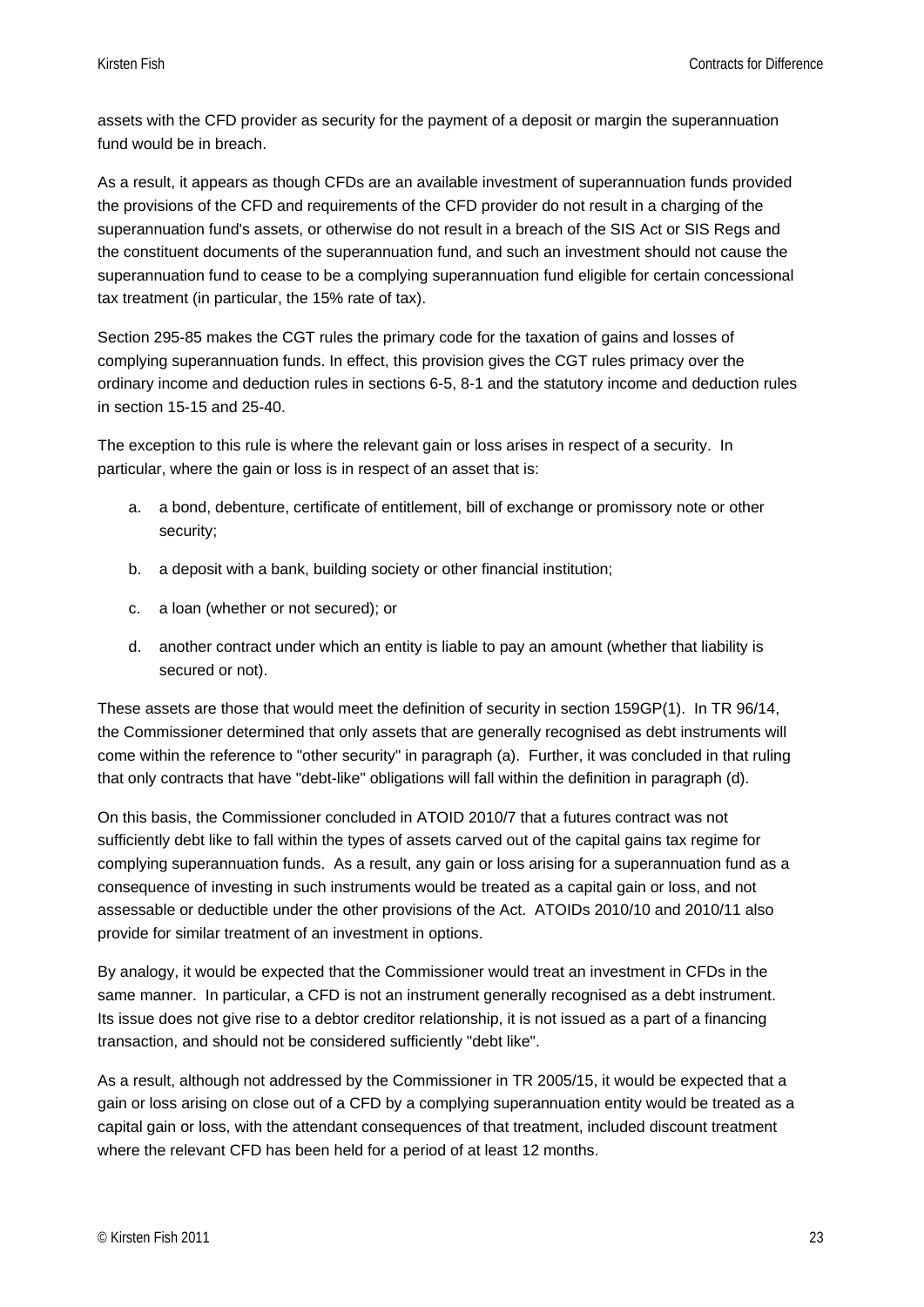assets with the CFD provider as security for the payment of a deposit or margin the superannuation fund would be in breach.

As a result, it appears as though CFDs are an available investment of superannuation funds provided the provisions of the CFD and requirements of the CFD provider do not result in a charging of the superannuation fund's assets, or otherwise do not result in a breach of the SIS Act or SIS Regs and the constituent documents of the superannuation fund, and such an investment should not cause the superannuation fund to cease to be a complying superannuation fund eligible for certain concessional tax treatment (in particular, the 15% rate of tax).

Section 295-85 makes the CGT rules the primary code for the taxation of gains and losses of complying superannuation funds. In effect, this provision gives the CGT rules primacy over the ordinary income and deduction rules in sections 6-5, 8-1 and the statutory income and deduction rules in section 15-15 and 25-40.

The exception to this rule is where the relevant gain or loss arises in respect of a security. In particular, where the gain or loss is in respect of an asset that is:

a. a bond, debenture, certificate of entitlement, bill of exchange or promissory note or other security;

b. a deposit with a bank, building society or other financial institution;

c. a loan (whether or not secured); or

d. another contract under which an entity is liable to pay an amount (whether that liability is secured or not).

These assets are those that would meet the definition of security in section 159GP(1). In TR 96/14, the Commissioner determined that only assets that are generally recognised as debt instruments will come within the reference to "other security" in paragraph (a). Further, it was concluded in that ruling that only contracts that have "debt-like" obligations will fall within the definition in paragraph (d).

On this basis, the Commissioner concluded in ATOID 2010/7 that a futures contract was not sufficiently debt like to fall within the types of assets carved out of the capital gains tax regime for complying superannuation funds. As a result, any gain or loss arising for a superannuation fund as a consequence of investing in such instruments would be treated as a capital gain or loss, and not assessable or deductible under the other provisions of the Act. ATOIDs 2010/10 and 2010/11 also provide for similar treatment of an investment in options.

By analogy, it would be expected that the Commissioner would treat an investment in CFDs in the same manner. In particular, a CFD is not an instrument generally recognised as a debt instrument. Its issue does not give rise to a debtor creditor relationship, it is not issued as a part of a financing transaction, and should not be considered sufficiently "debt like".

As a result, although not addressed by the Commissioner in TR 2005/15, it would be expected that a gain or loss arising on close out of a CFD by a complying superannuation entity would be treated as a capital gain or loss, with the attendant consequences of that treatment, included discount treatment where the relevant CFD has been held for a period of at least 12 months.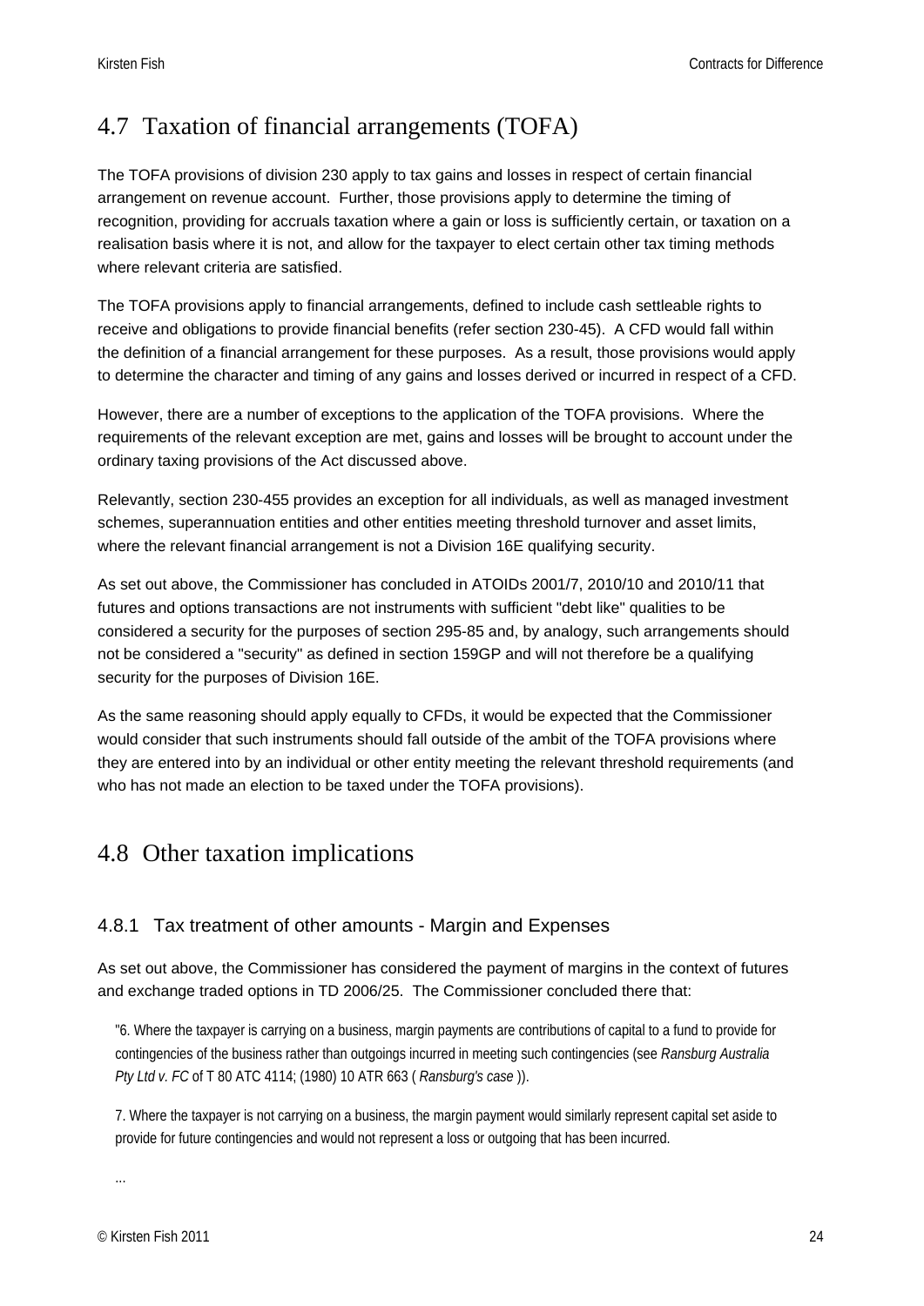## 4.7 Taxation of financial arrangements (TOFA)

The TOFA provisions of division 230 apply to tax gains and losses in respect of certain financial arrangement on revenue account. Further, those provisions apply to determine the timing of recognition, providing for accruals taxation where a gain or loss is sufficiently certain, or taxation on a realisation basis where it is not, and allow for the taxpayer to elect certain other tax timing methods where relevant criteria are satisfied.

The TOFA provisions apply to financial arrangements, defined to include cash settleable rights to receive and obligations to provide financial benefits (refer section 230-45). A CFD would fall within the definition of a financial arrangement for these purposes. As a result, those provisions would apply to determine the character and timing of any gains and losses derived or incurred in respect of a CFD.

However, there are a number of exceptions to the application of the TOFA provisions. Where the requirements of the relevant exception are met, gains and losses will be brought to account under the ordinary taxing provisions of the Act discussed above.

Relevantly, section 230-455 provides an exception for all individuals, as well as managed investment schemes, superannuation entities and other entities meeting threshold turnover and asset limits, where the relevant financial arrangement is not a Division 16E qualifying security.

As set out above, the Commissioner has concluded in ATOIDs 2001/7, 2010/10 and 2010/11 that futures and options transactions are not instruments with sufficient "debt like" qualities to be considered a security for the purposes of section 295-85 and, by analogy, such arrangements should not be considered a "security" as defined in section 159GP and will not therefore be a qualifying security for the purposes of Division 16E.

As the same reasoning should apply equally to CFDs, it would be expected that the Commissioner would consider that such instruments should fall outside of the ambit of the TOFA provisions where they are entered into by an individual or other entity meeting the relevant threshold requirements (and who has not made an election to be taxed under the TOFA provisions).

## 4.8 Other taxation implications

### 4.8.1 Tax treatment of other amounts - Margin and Expenses

As set out above, the Commissioner has considered the payment of margins in the context of futures and exchange traded options in TD 2006/25. The Commissioner concluded there that:

> "6. Where the taxpayer is carrying on a business, margin payments are contributions of capital to a fund to provide for contingencies of the business rather than outgoings incurred in meeting such contingencies (see *Ransburg Australia Pty Ltd v. FC* of T 80 ATC 4114; (1980) 10 ATR 663 ( *Ransburg's case* )).
>
> 7. Where the taxpayer is not carrying on a business, the margin payment would similarly represent capital set aside to provide for future contingencies and would not represent a loss or outgoing that has been incurred.
>
> ...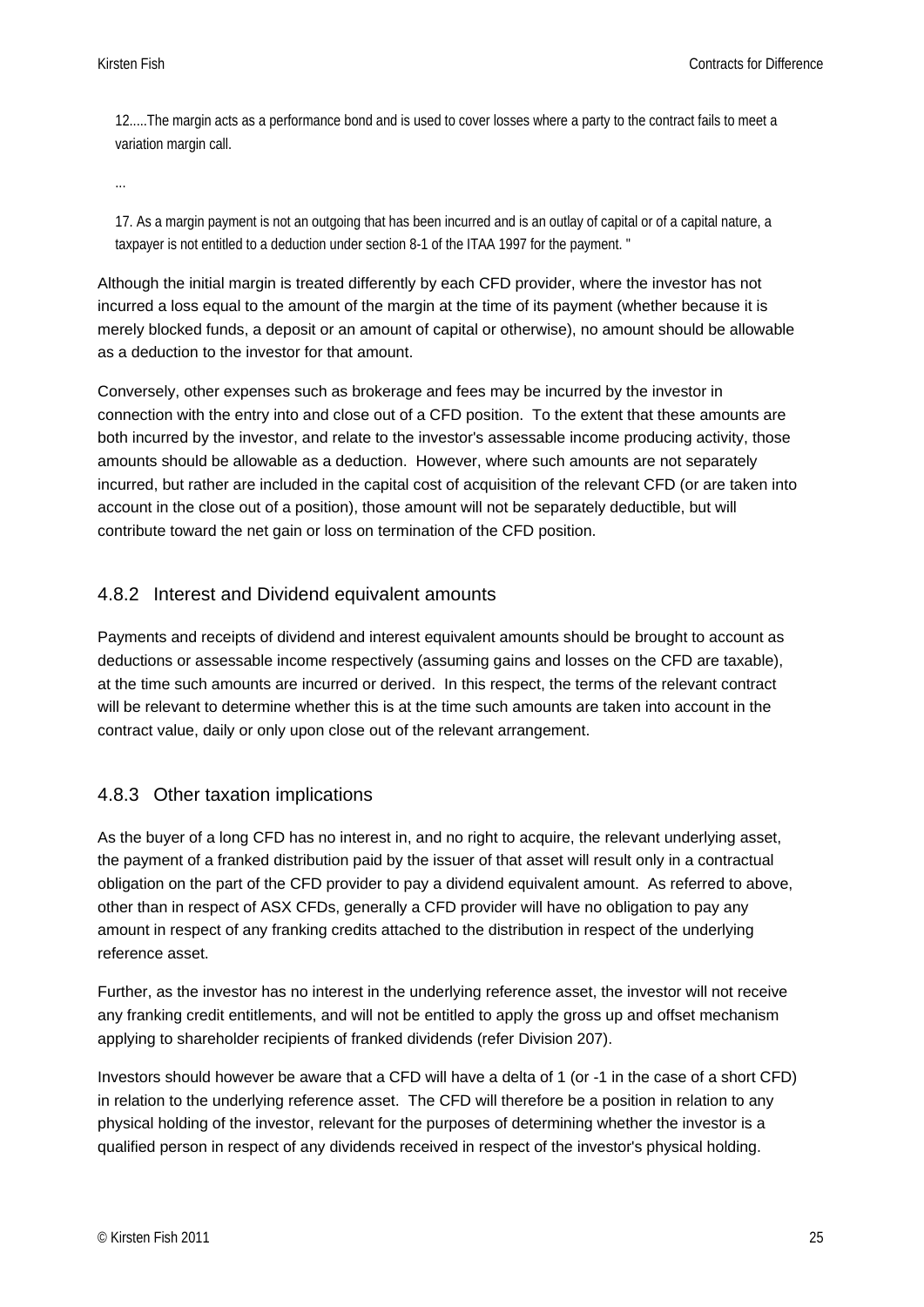> 12.....The margin acts as a performance bond and is used to cover losses where a party to the contract fails to meet a variation margin call.
>
> ...
>
> 17. As a margin payment is not an outgoing that has been incurred and is an outlay of capital or of a capital nature, a taxpayer is not entitled to a deduction under section 8-1 of the ITAA 1997 for the payment. "

Although the initial margin is treated differently by each CFD provider, where the investor has not incurred a loss equal to the amount of the margin at the time of its payment (whether because it is merely blocked funds, a deposit or an amount of capital or otherwise), no amount should be allowable as a deduction to the investor for that amount.

Conversely, other expenses such as brokerage and fees may be incurred by the investor in connection with the entry into and close out of a CFD position. To the extent that these amounts are both incurred by the investor, and relate to the investor's assessable income producing activity, those amounts should be allowable as a deduction. However, where such amounts are not separately incurred, but rather are included in the capital cost of acquisition of the relevant CFD (or are taken into account in the close out of a position), those amount will not be separately deductible, but will contribute toward the net gain or loss on termination of the CFD position.

### 4.8.2 Interest and Dividend equivalent amounts

Payments and receipts of dividend and interest equivalent amounts should be brought to account as deductions or assessable income respectively (assuming gains and losses on the CFD are taxable), at the time such amounts are incurred or derived. In this respect, the terms of the relevant contract will be relevant to determine whether this is at the time such amounts are taken into account in the contract value, daily or only upon close out of the relevant arrangement.

### 4.8.3 Other taxation implications

As the buyer of a long CFD has no interest in, and no right to acquire, the relevant underlying asset, the payment of a franked distribution paid by the issuer of that asset will result only in a contractual obligation on the part of the CFD provider to pay a dividend equivalent amount. As referred to above, other than in respect of ASX CFDs, generally a CFD provider will have no obligation to pay any amount in respect of any franking credits attached to the distribution in respect of the underlying reference asset.

Further, as the investor has no interest in the underlying reference asset, the investor will not receive any franking credit entitlements, and will not be entitled to apply the gross up and offset mechanism applying to shareholder recipients of franked dividends (refer Division 207).

Investors should however be aware that a CFD will have a delta of 1 (or -1 in the case of a short CFD) in relation to the underlying reference asset. The CFD will therefore be a position in relation to any physical holding of the investor, relevant for the purposes of determining whether the investor is a qualified person in respect of any dividends received in respect of the investor's physical holding.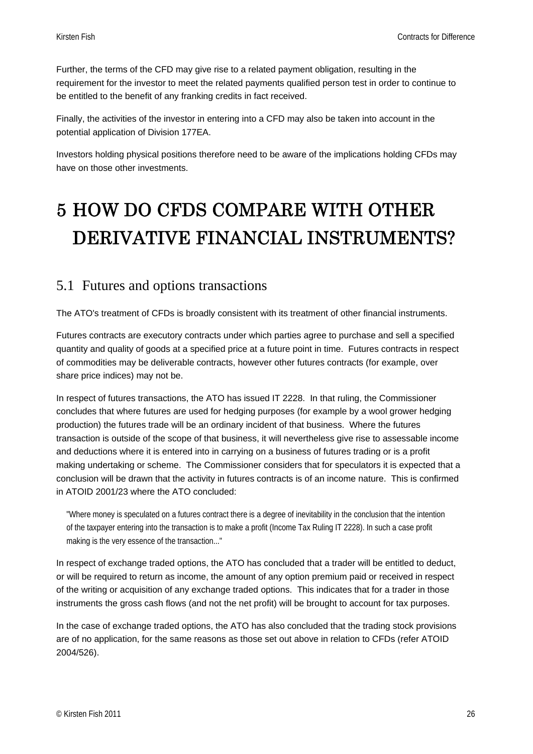Further, the terms of the CFD may give rise to a related payment obligation, resulting in the requirement for the investor to meet the related payments qualified person test in order to continue to be entitled to the benefit of any franking credits in fact received.

Finally, the activities of the investor in entering into a CFD may also be taken into account in the potential application of Division 177EA.

Investors holding physical positions therefore need to be aware of the implications holding CFDs may have on those other investments.

# 5 HOW DO CFDS COMPARE WITH OTHER DERIVATIVE FINANCIAL INSTRUMENTS?

## 5.1 Futures and options transactions

The ATO's treatment of CFDs is broadly consistent with its treatment of other financial instruments.

Futures contracts are executory contracts under which parties agree to purchase and sell a specified quantity and quality of goods at a specified price at a future point in time. Futures contracts in respect of commodities may be deliverable contracts, however other futures contracts (for example, over share price indices) may not be.

In respect of futures transactions, the ATO has issued IT 2228. In that ruling, the Commissioner concludes that where futures are used for hedging purposes (for example by a wool grower hedging production) the futures trade will be an ordinary incident of that business. Where the futures transaction is outside of the scope of that business, it will nevertheless give rise to assessable income and deductions where it is entered into in carrying on a business of futures trading or is a profit making undertaking or scheme. The Commissioner considers that for speculators it is expected that a conclusion will be drawn that the activity in futures contracts is of an income nature. This is confirmed in ATOID 2001/23 where the ATO concluded:

> "Where money is speculated on a futures contract there is a degree of inevitability in the conclusion that the intention of the taxpayer entering into the transaction is to make a profit (Income Tax Ruling IT 2228). In such a case profit making is the very essence of the transaction..."

In respect of exchange traded options, the ATO has concluded that a trader will be entitled to deduct, or will be required to return as income, the amount of any option premium paid or received in respect of the writing or acquisition of any exchange traded options. This indicates that for a trader in those instruments the gross cash flows (and not the net profit) will be brought to account for tax purposes.

In the case of exchange traded options, the ATO has also concluded that the trading stock provisions are of no application, for the same reasons as those set out above in relation to CFDs (refer ATOID 2004/526).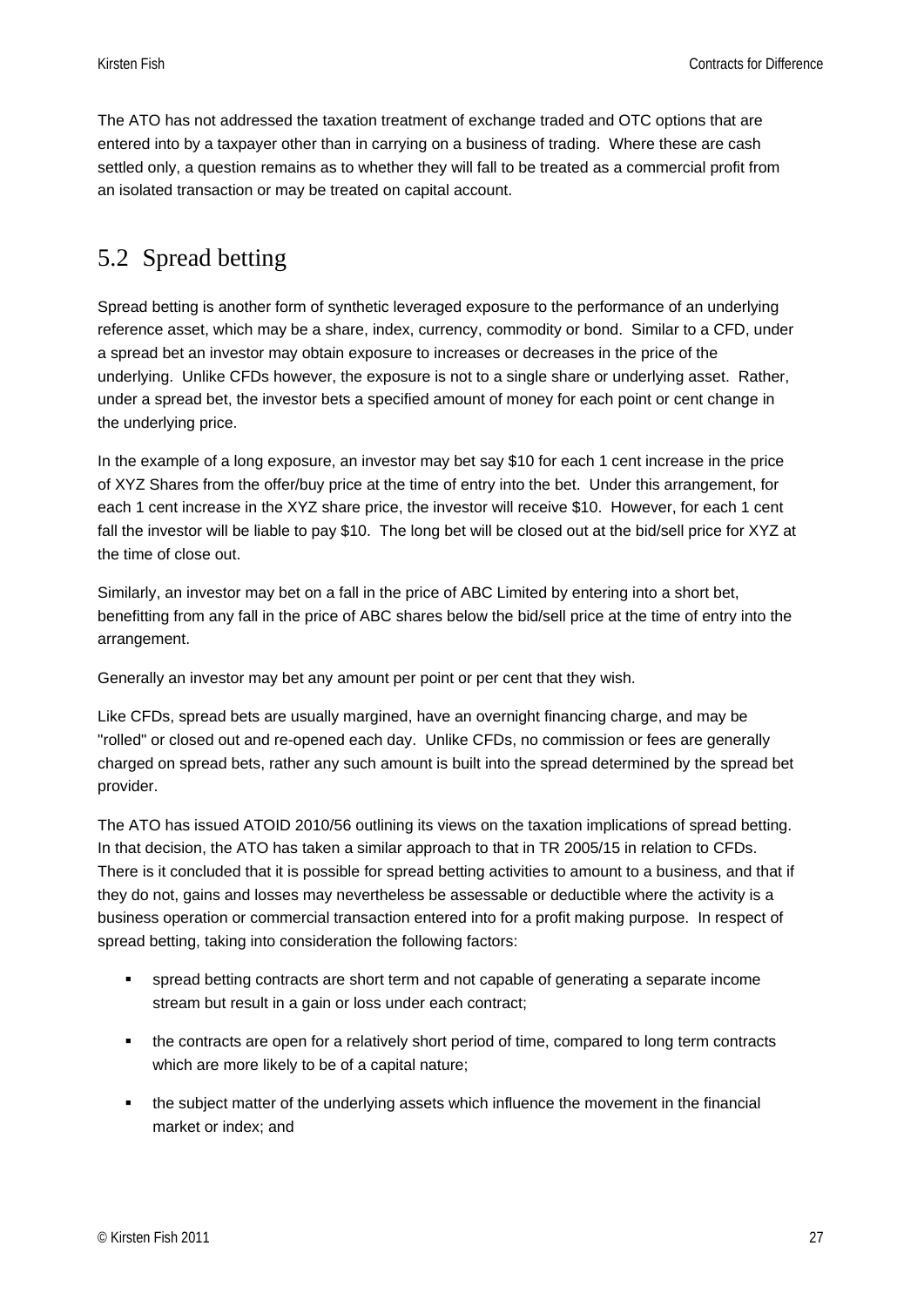The ATO has not addressed the taxation treatment of exchange traded and OTC options that are entered into by a taxpayer other than in carrying on a business of trading. Where these are cash settled only, a question remains as to whether they will fall to be treated as a commercial profit from an isolated transaction or may be treated on capital account.

## 5.2 Spread betting

Spread betting is another form of synthetic leveraged exposure to the performance of an underlying reference asset, which may be a share, index, currency, commodity or bond. Similar to a CFD, under a spread bet an investor may obtain exposure to increases or decreases in the price of the underlying. Unlike CFDs however, the exposure is not to a single share or underlying asset. Rather, under a spread bet, the investor bets a specified amount of money for each point or cent change in the underlying price.

In the example of a long exposure, an investor may bet say $10 for each 1 cent increase in the price of XYZ Shares from the offer/buy price at the time of entry into the bet. Under this arrangement, for each 1 cent increase in the XYZ share price, the investor will receive $10. However, for each 1 cent fall the investor will be liable to pay $10. The long bet will be closed out at the bid/sell price for XYZ at the time of close out.

Similarly, an investor may bet on a fall in the price of ABC Limited by entering into a short bet, benefitting from any fall in the price of ABC shares below the bid/sell price at the time of entry into the arrangement.

Generally an investor may bet any amount per point or per cent that they wish.

Like CFDs, spread bets are usually margined, have an overnight financing charge, and may be "rolled" or closed out and re-opened each day. Unlike CFDs, no commission or fees are generally charged on spread bets, rather any such amount is built into the spread determined by the spread bet provider.

The ATO has issued ATOID 2010/56 outlining its views on the taxation implications of spread betting. In that decision, the ATO has taken a similar approach to that in TR 2005/15 in relation to CFDs. There is it concluded that it is possible for spread betting activities to amount to a business, and that if they do not, gains and losses may nevertheless be assessable or deductible where the activity is a business operation or commercial transaction entered into for a profit making purpose. In respect of spread betting, taking into consideration the following factors:

- spread betting contracts are short term and not capable of generating a separate income stream but result in a gain or loss under each contract;
- the contracts are open for a relatively short period of time, compared to long term contracts which are more likely to be of a capital nature;
- the subject matter of the underlying assets which influence the movement in the financial market or index; and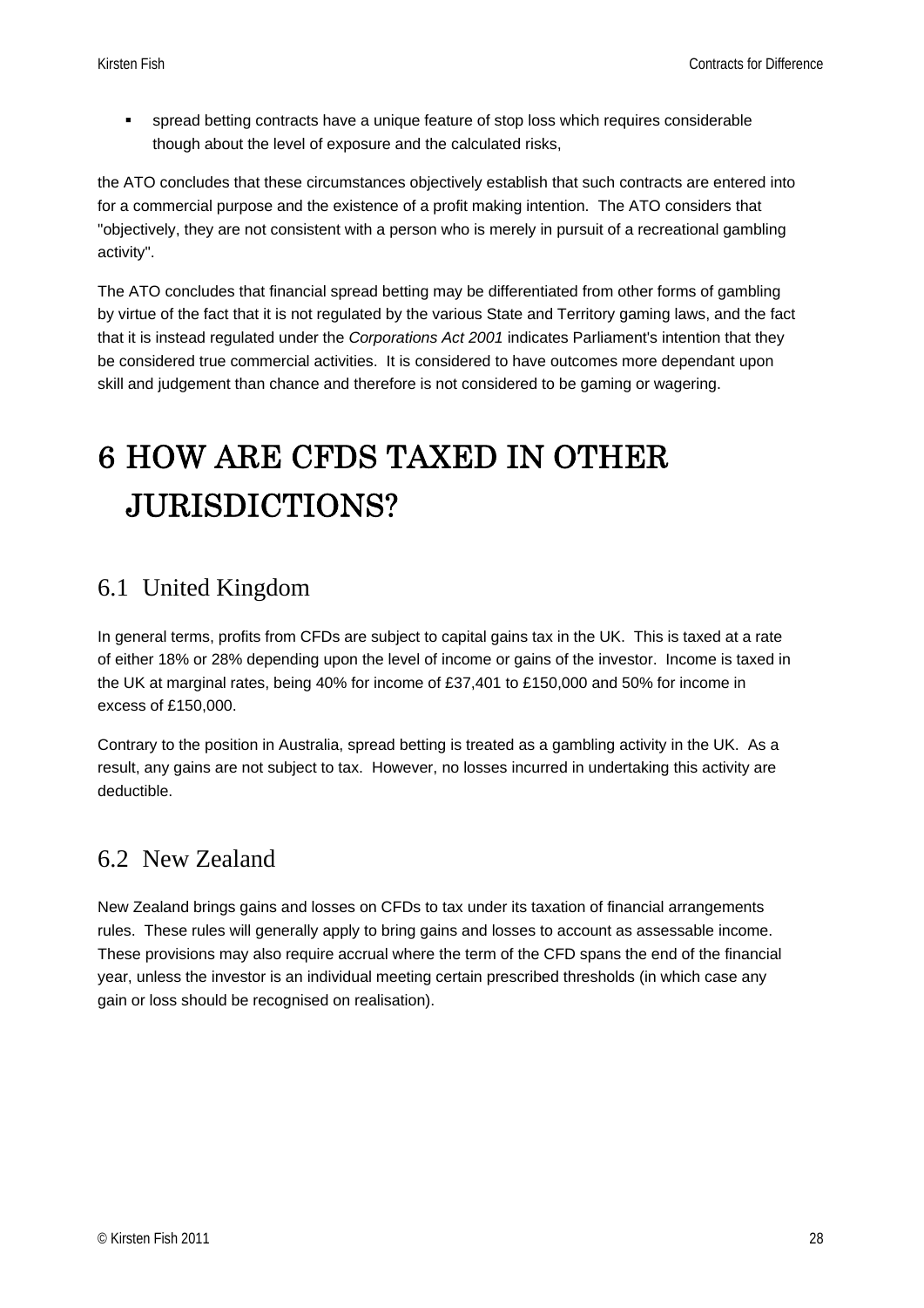- spread betting contracts have a unique feature of stop loss which requires considerable though about the level of exposure and the calculated risks,

the ATO concludes that these circumstances objectively establish that such contracts are entered into for a commercial purpose and the existence of a profit making intention. The ATO considers that "objectively, they are not consistent with a person who is merely in pursuit of a recreational gambling activity".

The ATO concludes that financial spread betting may be differentiated from other forms of gambling by virtue of the fact that it is not regulated by the various State and Territory gaming laws, and the fact that it is instead regulated under the *Corporations Act 2001* indicates Parliament's intention that they be considered true commercial activities. It is considered to have outcomes more dependant upon skill and judgement than chance and therefore is not considered to be gaming or wagering.

# 6 HOW ARE CFDS TAXED IN OTHER JURISDICTIONS?

## 6.1 United Kingdom

In general terms, profits from CFDs are subject to capital gains tax in the UK. This is taxed at a rate of either 18% or 28% depending upon the level of income or gains of the investor. Income is taxed in the UK at marginal rates, being 40% for income of £37,401 to £150,000 and 50% for income in excess of £150,000.

Contrary to the position in Australia, spread betting is treated as a gambling activity in the UK. As a result, any gains are not subject to tax. However, no losses incurred in undertaking this activity are deductible.

## 6.2 New Zealand

New Zealand brings gains and losses on CFDs to tax under its taxation of financial arrangements rules. These rules will generally apply to bring gains and losses to account as assessable income. These provisions may also require accrual where the term of the CFD spans the end of the financial year, unless the investor is an individual meeting certain prescribed thresholds (in which case any gain or loss should be recognised on realisation).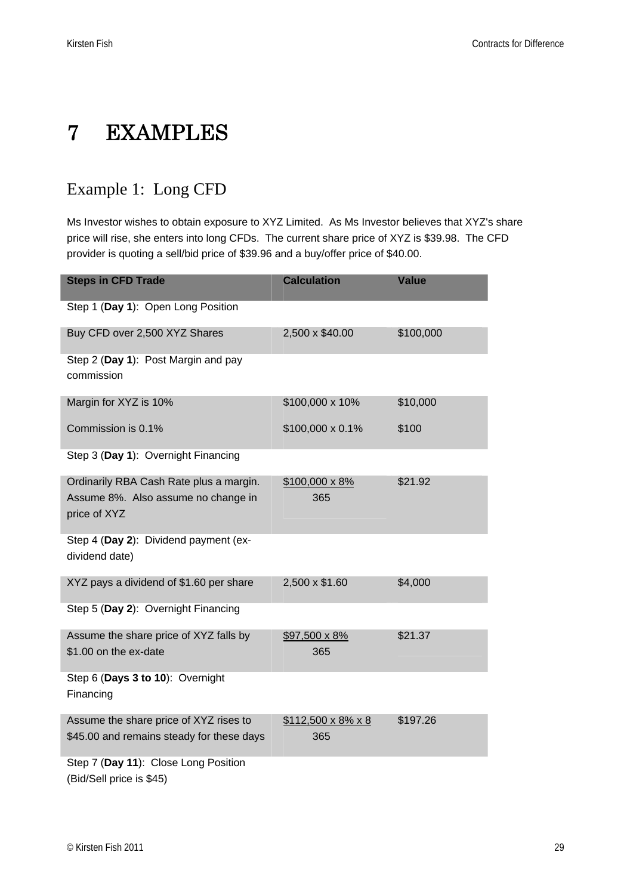# 7 EXAMPLES

## Example 1: Long CFD

Ms Investor wishes to obtain exposure to XYZ Limited. As Ms Investor believes that XYZ's share price will rise, she enters into long CFDs. The current share price of XYZ is $39.98. The CFD provider is quoting a sell/bid price of $39.96 and a buy/offer price of $40.00.

| Steps in CFD Trade | Calculation | Value |
|---|---|---|
| Step 1 (**Day 1**): Open Long Position | | |
| Buy CFD over 2,500 XYZ Shares | 2,500 x $40.00 | $100,000 |
| Step 2 (**Day 1**): Post Margin and pay commission | | |
| Margin for XYZ is 10% | $100,000 x 10% | $10,000 |
| Commission is 0.1% | $100,000 x 0.1% | $100 |
| Step 3 (**Day 1**): Overnight Financing | | |
| Ordinarily RBA Cash Rate plus a margin. Assume 8%. Also assume no change in price of XYZ | $\frac{\$100,000 \times 8\%}{365}$ | $21.92 |
| Step 4 (**Day 2**): Dividend payment (ex-dividend date) | | |
| XYZ pays a dividend of $1.60 per share | 2,500 x $1.60 | $4,000 |
| Step 5 (**Day 2**): Overnight Financing | | |
| Assume the share price of XYZ falls by $1.00 on the ex-date | $\frac{\$97,500 \times 8\%}{365}$ | $21.37 |
| Step 6 (**Days 3 to 10**): Overnight Financing | | |
| Assume the share price of XYZ rises to $45.00 and remains steady for these days | $\frac{\$112,500 \times 8\% \times 8}{365}$ | $197.26 |
| Step 7 (**Day 11**): Close Long Position (Bid/Sell price is $45) | | |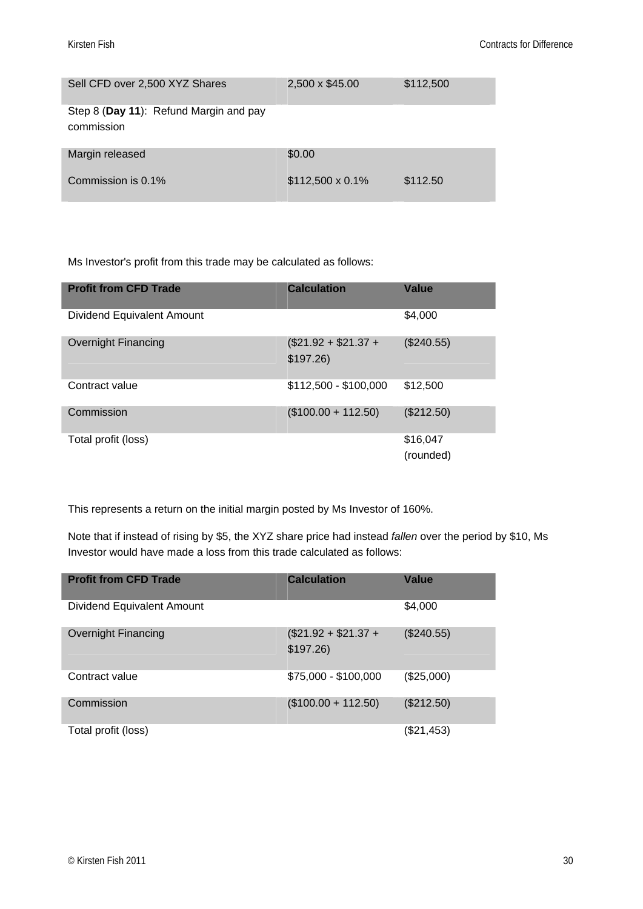| Sell CFD over 2,500 XYZ Shares | 2,500 x $45.00 | $112,500 |
|---|---|---|
| Step 8 (**Day 11**): Refund Margin and pay commission | | |
| Margin released | $0.00 | |
| Commission is 0.1% | $112,500 x 0.1% | $112.50 |

Ms Investor's profit from this trade may be calculated as follows:

| Profit from CFD Trade | Calculation | Value |
|---|---|---|
| Dividend Equivalent Amount | | $4,000 |
| Overnight Financing | ($21.92 + $21.37 + $197.26) | ($240.55) |
| Contract value | $112,500 - $100,000 | $12,500 |
| Commission | ($100.00 + 112.50) | ($212.50) |
| Total profit (loss) | | $16,047 (rounded) |

This represents a return on the initial margin posted by Ms Investor of 160%.

Note that if instead of rising by $5, the XYZ share price had instead *fallen* over the period by $10, Ms Investor would have made a loss from this trade calculated as follows:

| Profit from CFD Trade | Calculation | Value |
|---|---|---|
| Dividend Equivalent Amount | | $4,000 |
| Overnight Financing | ($21.92 + $21.37 + $197.26) | ($240.55) |
| Contract value | $75,000 - $100,000 | ($25,000) |
| Commission | ($100.00 + 112.50) | ($212.50) |
| Total profit (loss) | | ($21,453) |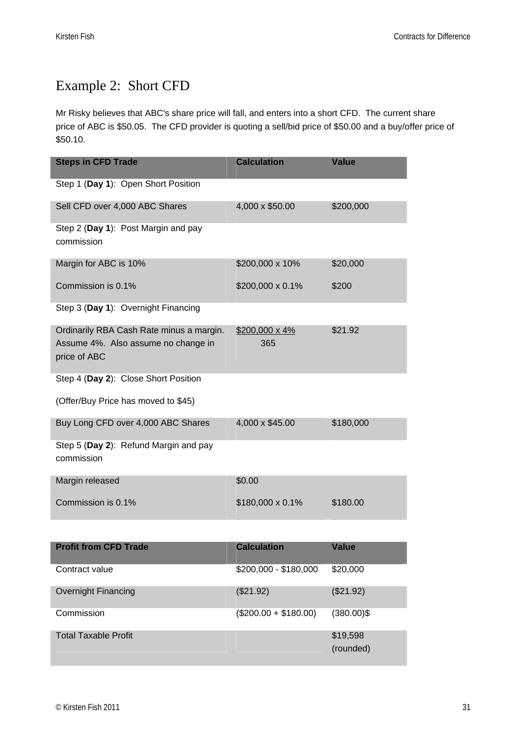## Example 2: Short CFD

Mr Risky believes that ABC's share price will fall, and enters into a short CFD. The current share price of ABC is $50.05. The CFD provider is quoting a sell/bid price of $50.00 and a buy/offer price of $50.10.

| Steps in CFD Trade | Calculation | Value |
|---|---|---|
| Step 1 (**Day 1**): Open Short Position | | |
| Sell CFD over 4,000 ABC Shares | 4,000 x $50.00 | $200,000 |
| Step 2 (**Day 1**): Post Margin and pay commission | | |
| Margin for ABC is 10% | $200,000 x 10% | $20,000 |
| Commission is 0.1% | $200,000 x 0.1% | $200 |
| Step 3 (**Day 1**): Overnight Financing | | |
| Ordinarily RBA Cash Rate minus a margin. Assume 4%. Also assume no change in price of ABC | $\frac{\$200,000 \times 4\%}{365}$ | $21.92 |
| Step 4 (**Day 2**): Close Short Position | | |
| (Offer/Buy Price has moved to $45) | | |
| Buy Long CFD over 4,000 ABC Shares | 4,000 x $45.00 | $180,000 |
| Step 5 (**Day 2**): Refund Margin and pay commission | | |
| Margin released | $0.00 | |
| Commission is 0.1% | $180,000 x 0.1% | $180.00 |

| Profit from CFD Trade | Calculation | Value |
|---|---|---|
| Contract value | $200,000 - $180,000 | $20,000 |
| Overnight Financing | ($21.92) | ($21.92) |
| Commission | ($200.00 + $180.00) | (380.00)$ |
| Total Taxable Profit | | $19,598 (rounded) |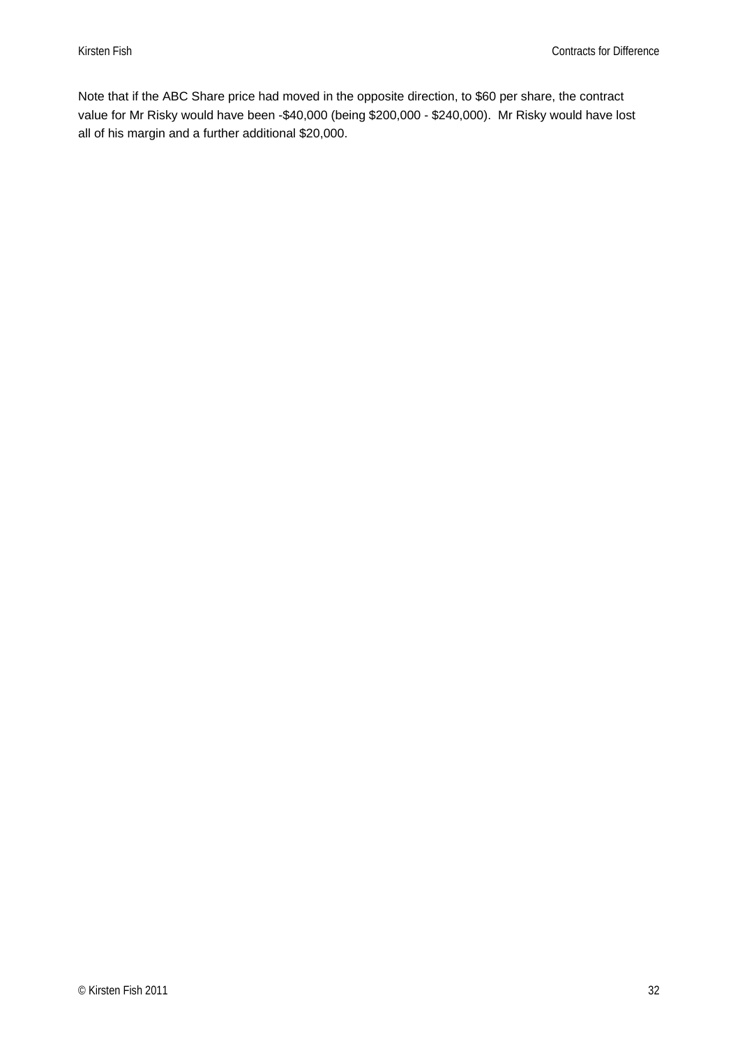Note that if the ABC Share price had moved in the opposite direction, to $60 per share, the contract value for Mr Risky would have been -$40,000 (being $200,000 - $240,000). Mr Risky would have lost all of his margin and a further additional $20,000.